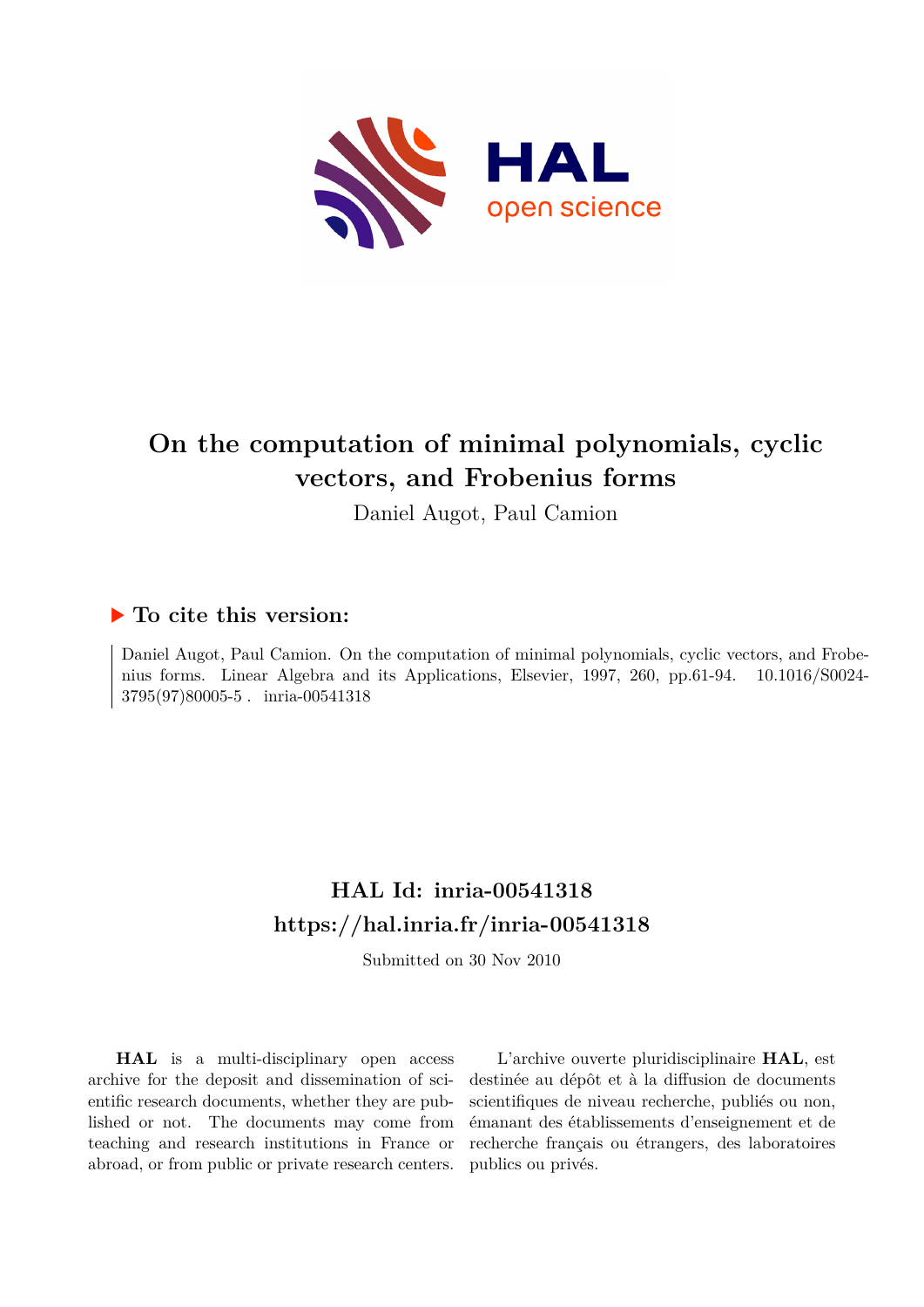# On the computation of minimal polynomials, cyclic vectors, and Frobenius forms

Daniel Augot, Paul Camion

## ▶ To cite this version:

Daniel Augot, Paul Camion. On the computation of minimal polynomials, cyclic vectors, and Frobenius forms. Linear Algebra and its Applications, Elsevier, 1997, 260, pp.61-94. 10.1016/S0024-3795(97)80005-5 . inria-00541318

## HAL Id: inria-00541318
## https://hal.inria.fr/inria-00541318

Submitted on 30 Nov 2010

**HAL** is a multi-disciplinary open access archive for the deposit and dissemination of scientific research documents, whether they are published or not. The documents may come from teaching and research institutions in France or abroad, or from public or private research centers.

L'archive ouverte pluridisciplinaire **HAL**, est destinée au dépôt et à la diffusion de documents scientifiques de niveau recherche, publiés ou non, émanant des établissements d'enseignement et de recherche français ou étrangers, des laboratoires publics ou privés.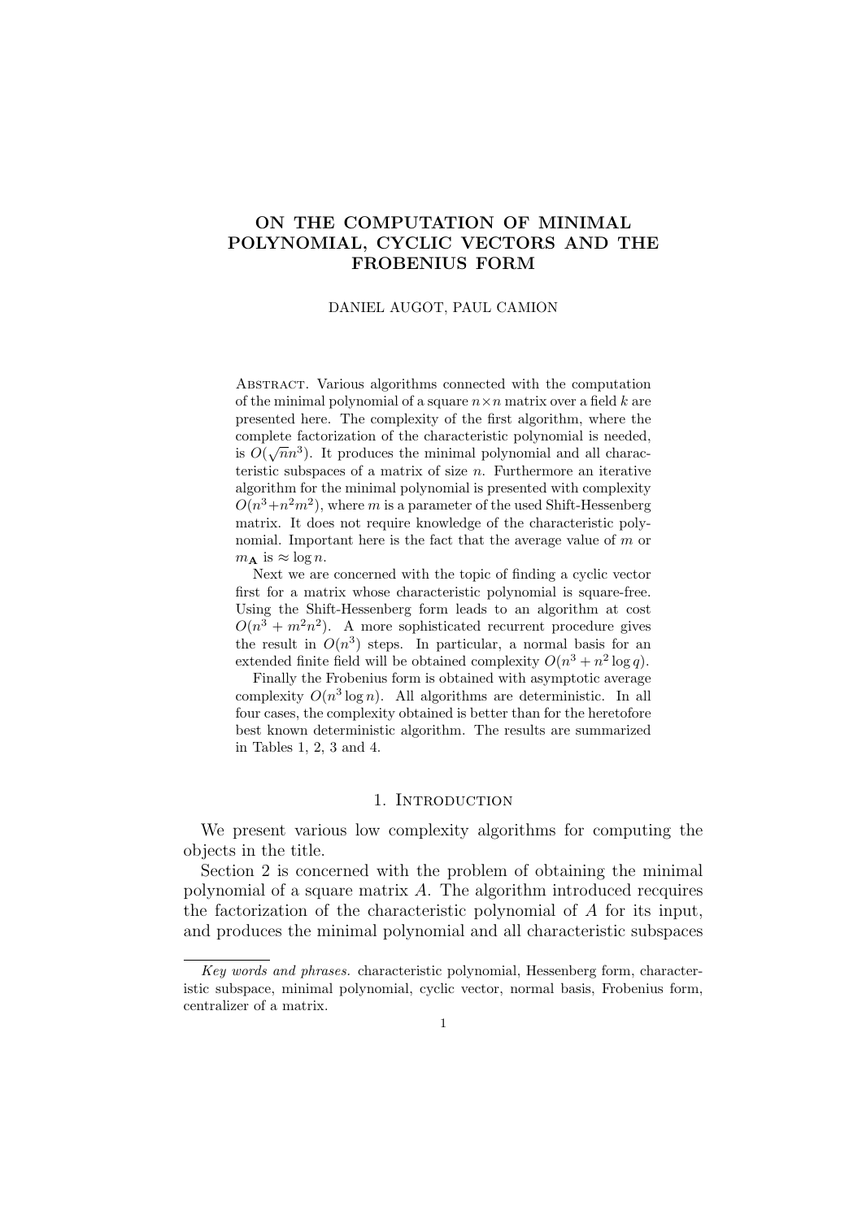# ON THE COMPUTATION OF MINIMAL POLYNOMIAL, CYCLIC VECTORS AND THE FROBENIUS FORM

DANIEL AUGOT, PAUL CAMION

Abstract. Various algorithms connected with the computation of the minimal polynomial of a square $n \times n$ matrix over a field $k$ are presented here. The complexity of the first algorithm, where the complete factorization of the characteristic polynomial is needed, is $O(\sqrt{n}n^3)$. It produces the minimal polynomial and all characteristic subspaces of a matrix of size $n$. Furthermore an iterative algorithm for the minimal polynomial is presented with complexity $O(n^3+n^2m^2)$, where $m$ is a parameter of the used Shift-Hessenberg matrix. It does not require knowledge of the characteristic polynomial. Important here is the fact that the average value of $m$ or $m_{\mathbf{A}}$ is $\approx \log n$.

Next we are concerned with the topic of finding a cyclic vector first for a matrix whose characteristic polynomial is square-free. Using the Shift-Hessenberg form leads to an algorithm at cost $O(n^3 + m^2n^2)$. A more sophisticated recurrent procedure gives the result in $O(n^3)$ steps. In particular, a normal basis for an extended finite field will be obtained complexity $O(n^3 + n^2 \log q)$.

Finally the Frobenius form is obtained with asymptotic average complexity $O(n^3 \log n)$. All algorithms are deterministic. In all four cases, the complexity obtained is better than for the heretofore best known deterministic algorithm. The results are summarized in Tables 1, 2, 3 and 4.

## 1. Introduction

We present various low complexity algorithms for computing the objects in the title.

Section 2 is concerned with the problem of obtaining the minimal polynomial of a square matrix $A$. The algorithm introduced recquires the factorization of the characteristic polynomial of $A$ for its input, and produces the minimal polynomial and all characteristic subspaces

*Key words and phrases.* characteristic polynomial, Hessenberg form, characteristic subspace, minimal polynomial, cyclic vector, normal basis, Frobenius form, centralizer of a matrix.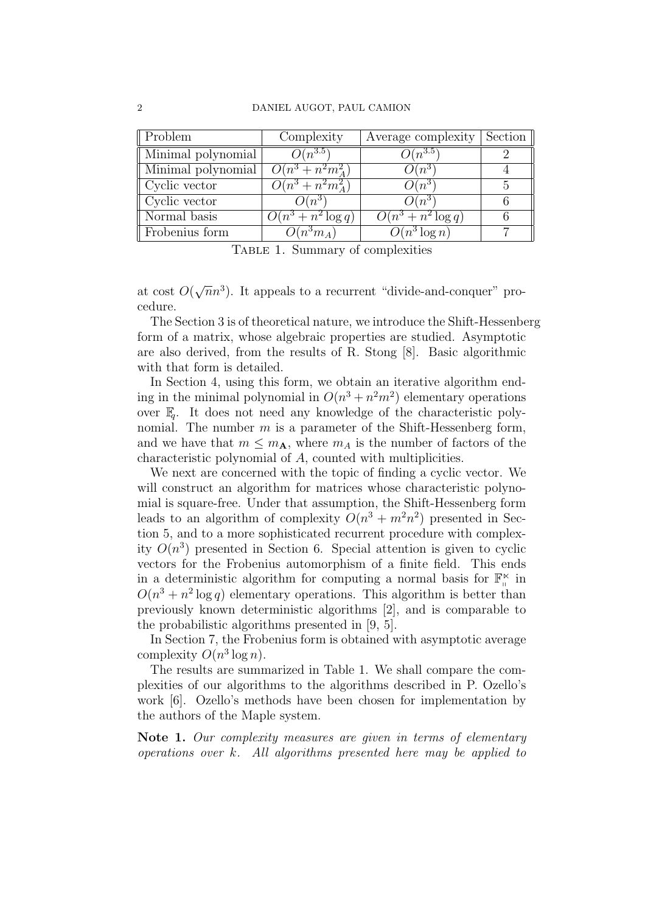| Problem | Complexity | Average complexity | Section |
|---|---|---|---|
| Minimal polynomial | $O(n^{3.5})$ | $O(n^{3.5})$ | 2 |
| Minimal polynomial | $O(n^3 + n^2 m_A^2)$ | $O(n^3)$ | 4 |
| Cyclic vector | $O(n^3 + n^2 m_A^2)$ | $O(n^3)$ | 5 |
| Cyclic vector | $O(n^3)$ | $O(n^3)$ | 6 |
| Normal basis | $O(n^3 + n^2 \log q)$ | $O(n^3 + n^2 \log q)$ | 6 |
| Frobenius form | $O(n^3 m_A)$ | $O(n^3 \log n)$ | 7 |

Table 1. Summary of complexities

at cost $O(\sqrt{n}n^3)$. It appeals to a recurrent "divide-and-conquer" procedure.

The Section 3 is of theoretical nature, we introduce the Shift-Hessenberg form of a matrix, whose algebraic properties are studied. Asymptotic are also derived, from the results of R. Stong [8]. Basic algorithmic with that form is detailed.

In Section 4, using this form, we obtain an iterative algorithm ending in the minimal polynomial in $O(n^3 + n^2 m^2)$ elementary operations over $\mathbb{F}_q$. It does not need any knowledge of the characteristic polynomial. The number $m$ is a parameter of the Shift-Hessenberg form, and we have that $m \le m_{\mathbf{A}}$, where $m_A$ is the number of factors of the characteristic polynomial of $A$, counted with multiplicities.

We next are concerned with the topic of finding a cyclic vector. We will construct an algorithm for matrices whose characteristic polynomial is square-free. Under that assumption, the Shift-Hessenberg form leads to an algorithm of complexity $O(n^3 + m^2 n^2)$ presented in Section 5, and to a more sophisticated recurrent procedure with complexity $O(n^3)$ presented in Section 6. Special attention is given to cyclic vectors for the Frobenius automorphism of a finite field. This ends in a deterministic algorithm for computing a normal basis for $\mathbb{F}_{q^n}$ in $O(n^3 + n^2 \log q)$ elementary operations. This algorithm is better than previously known deterministic algorithms [2], and is comparable to the probabilistic algorithms presented in [9, 5].

In Section 7, the Frobenius form is obtained with asymptotic average complexity $O(n^3 \log n)$.

The results are summarized in Table 1. We shall compare the complexities of our algorithms to the algorithms described in P. Ozello's work [6]. Ozello's methods have been chosen for implementation by the authors of the Maple system.

**Note 1.** *Our complexity measures are given in terms of elementary operations over $k$. All algorithms presented here may be applied to*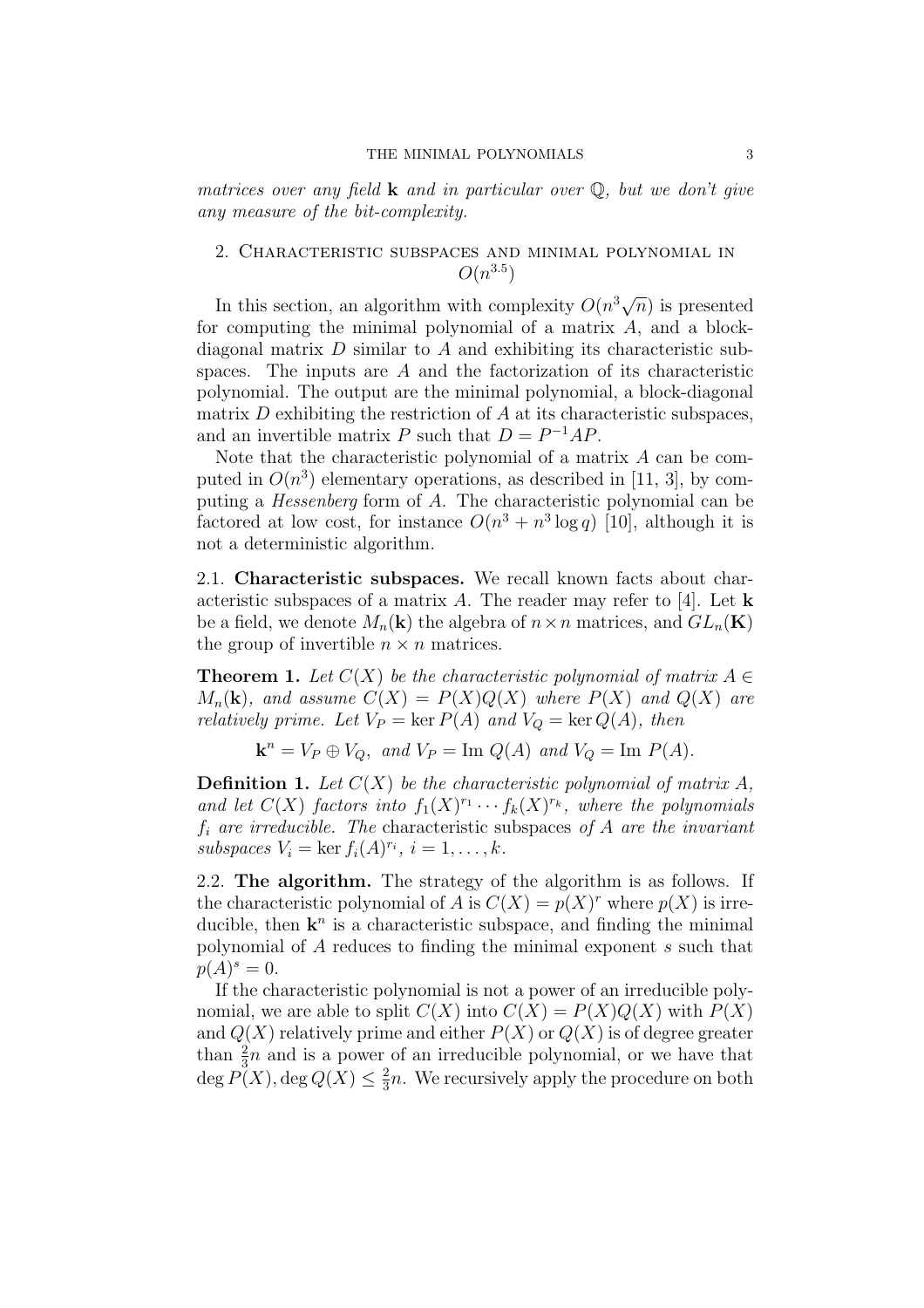*matrices over any field* $\mathbf{k}$ *and in particular over* $\mathbb{Q}$*, but we don't give any measure of the bit-complexity.*

## 2. Characteristic subspaces and minimal polynomial in $O(n^{3.5})$

In this section, an algorithm with complexity $O(n^3\sqrt{n})$ is presented for computing the minimal polynomial of a matrix $A$, and a block-diagonal matrix $D$ similar to $A$ and exhibiting its characteristic subspaces. The inputs are $A$ and the factorization of its characteristic polynomial. The output are the minimal polynomial, a block-diagonal matrix $D$ exhibiting the restriction of $A$ at its characteristic subspaces, and an invertible matrix $P$ such that $D = P^{-1}AP$.

Note that the characteristic polynomial of a matrix $A$ can be computed in $O(n^3)$ elementary operations, as described in [11, 3], by computing a *Hessenberg* form of $A$. The characteristic polynomial can be factored at low cost, for instance $O(n^3 + n^3 \log q)$ [10], although it is not a deterministic algorithm.

### 2.1. Characteristic subspaces.

We recall known facts about characteristic subspaces of a matrix $A$. The reader may refer to [4]. Let $\mathbf{k}$ be a field, we denote $M_n(\mathbf{k})$ the algebra of $n \times n$ matrices, and $GL_n(\mathbf{K})$ the group of invertible $n \times n$ matrices.

**Theorem 1.** *Let* $C(X)$ *be the characteristic polynomial of matrix* $A \in M_n(\mathbf{k})$*, and assume* $C(X) = P(X)Q(X)$ *where* $P(X)$ *and* $Q(X)$ *are relatively prime. Let* $V_P = \ker P(A)$ *and* $V_Q = \ker Q(A)$*, then*

$$\mathbf{k}^n = V_P \oplus V_Q, \text{ and } V_P = \text{Im } Q(A) \text{ and } V_Q = \text{Im } P(A).$$

**Definition 1.** *Let* $C(X)$ *be the characteristic polynomial of matrix* $A$*, and let* $C(X)$ *factors into* $f_1(X)^{r_1} \cdots f_k(X)^{r_k}$*, where the polynomials* $f_i$ *are irreducible. The* characteristic subspaces *of* $A$ *are the invariant subspaces* $V_i = \ker f_i(A)^{r_i}$*,* $i = 1, \ldots, k$*.*

### 2.2. The algorithm.

The strategy of the algorithm is as follows. If the characteristic polynomial of $A$ is $C(X) = p(X)^r$ where $p(X)$ is irreducible, then $\mathbf{k}^n$ is a characteristic subspace, and finding the minimal polynomial of $A$ reduces to finding the minimal exponent $s$ such that $p(A)^s = 0$.

If the characteristic polynomial is not a power of an irreducible polynomial, we are able to split $C(X)$ into $C(X) = P(X)Q(X)$ with $P(X)$ and $Q(X)$ relatively prime and either $P(X)$ or $Q(X)$ is of degree greater than $\frac{2}{3}n$ and is a power of an irreducible polynomial, or we have that $\deg P(X), \deg Q(X) \leq \frac{2}{3}n$. We recursively apply the procedure on both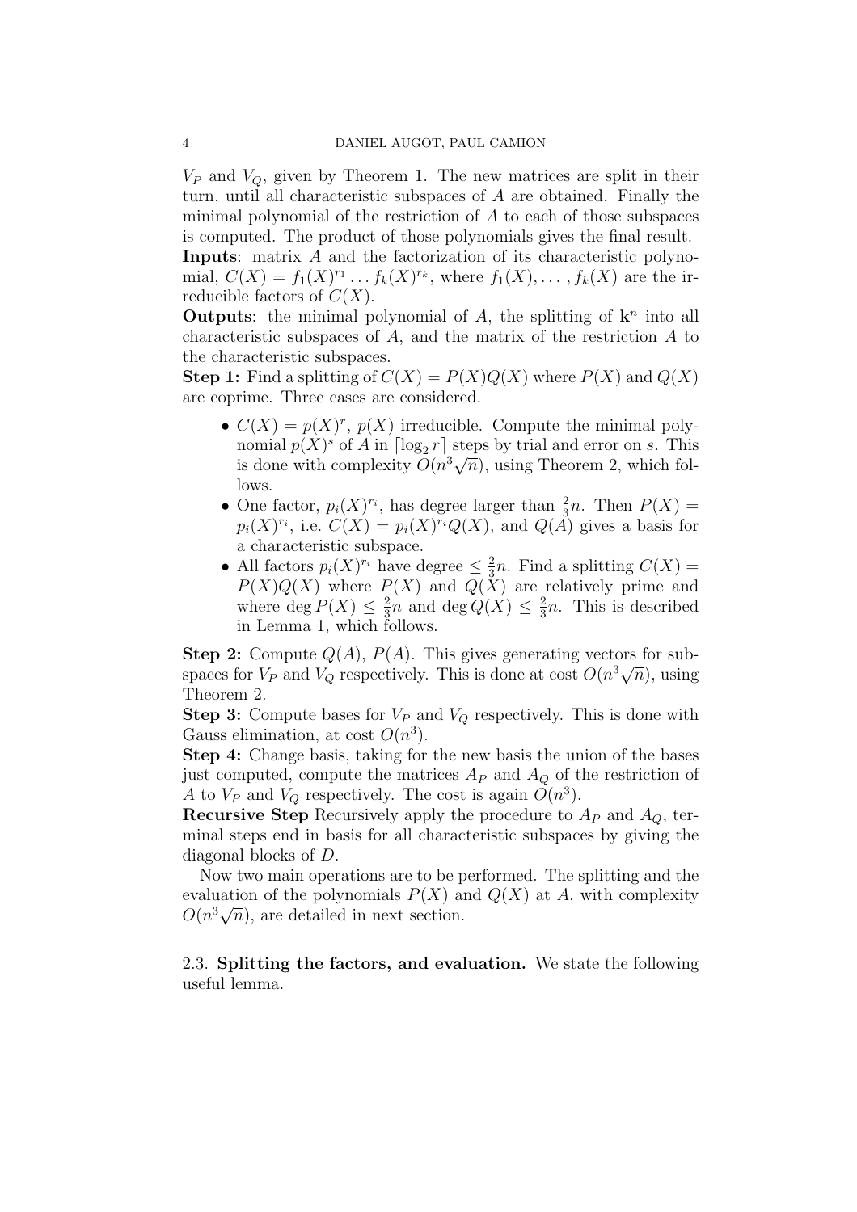$V_P$ and $V_Q$, given by Theorem 1. The new matrices are split in their turn, until all characteristic subspaces of $A$ are obtained. Finally the minimal polynomial of the restriction of $A$ to each of those subspaces is computed. The product of those polynomials gives the final result.

**Inputs**: matrix $A$ and the factorization of its characteristic polynomial, $C(X) = f_1(X)^{r_1} \dots f_k(X)^{r_k}$, where $f_1(X), \dots, f_k(X)$ are the irreducible factors of $C(X)$.

**Outputs**: the minimal polynomial of $A$, the splitting of $\mathbf{k}^n$ into all characteristic subspaces of $A$, and the matrix of the restriction $A$ to the characteristic subspaces.

**Step 1:** Find a splitting of $C(X) = P(X)Q(X)$ where $P(X)$ and $Q(X)$ are coprime. Three cases are considered.

- $C(X) = p(X)^r$, $p(X)$ irreducible. Compute the minimal polynomial $p(X)^s$ of $A$ in $\lceil \log_2 r \rceil$ steps by trial and error on $s$. This is done with complexity $O(n^3\sqrt{n})$, using Theorem 2, which follows.
- One factor, $p_i(X)^{r_i}$, has degree larger than $\frac{2}{3}n$. Then $P(X) = p_i(X)^{r_i}$, i.e. $C(X) = p_i(X)^{r_i}Q(X)$, and $Q(A)$ gives a basis for a characteristic subspace.
- All factors $p_i(X)^{r_i}$ have degree $\leq \frac{2}{3}n$. Find a splitting $C(X) = P(X)Q(X)$ where $P(X)$ and $Q(X)$ are relatively prime and where $\deg P(X) \leq \frac{2}{3}n$ and $\deg Q(X) \leq \frac{2}{3}n$. This is described in Lemma 1, which follows.

**Step 2:** Compute $Q(A)$, $P(A)$. This gives generating vectors for subspaces for $V_P$ and $V_Q$ respectively. This is done at cost $O(n^3\sqrt{n})$, using Theorem 2.

**Step 3:** Compute bases for $V_P$ and $V_Q$ respectively. This is done with Gauss elimination, at cost $O(n^3)$.

**Step 4:** Change basis, taking for the new basis the union of the bases just computed, compute the matrices $A_P$ and $A_Q$ of the restriction of $A$ to $V_P$ and $V_Q$ respectively. The cost is again $O(n^3)$.

**Recursive Step** Recursively apply the procedure to $A_P$ and $A_Q$, terminal steps end in basis for all characteristic subspaces by giving the diagonal blocks of $D$.

Now two main operations are to be performed. The splitting and the evaluation of the polynomials $P(X)$ and $Q(X)$ at $A$, with complexity $O(n^3\sqrt{n})$, are detailed in next section.

### 2.3. **Splitting the factors, and evaluation.**

We state the following useful lemma.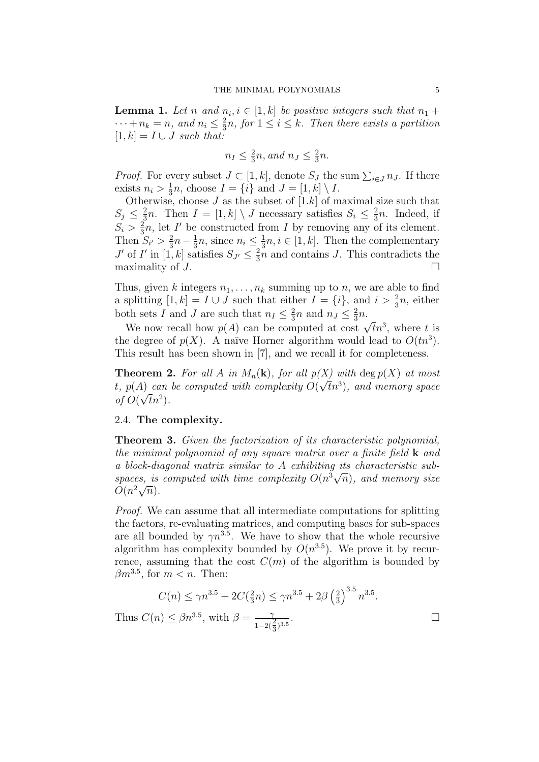**Lemma 1.** *Let $n$ and $n_i, i \in [1,k]$ be positive integers such that $n_1 + \cdots + n_k = n$, and $n_i \leq \frac{2}{3}n$, for $1 \leq i \leq k$. Then there exists a partition $[1,k] = I \cup J$ such that:*

$$n_I \leq \tfrac{2}{3}n, \text{and } n_J \leq \tfrac{2}{3}n.$$

*Proof.* For every subset $J \subset [1,k]$, denote $S_J$ the sum $\sum_{i \in J} n_J$. If there exists $n_i > \frac{1}{3}n$, choose $I = \{i\}$ and $J = [1,k] \setminus I$.

Otherwise, choose $J$ as the subset of $[1.k]$ of maximal size such that $S_j \leq \frac{2}{3}n$. Then $I = [1,k] \setminus J$ necessary satisfies $S_i \leq \frac{2}{3}n$. Indeed, if $S_i > \frac{2}{3}n$, let $I'$ be constructed from $I$ by removing any of its element. Then $S_{i'} > \frac{2}{3}n - \frac{1}{3}n$, since $n_i \leq \frac{1}{3}n, i \in [1,k]$. Then the complementary $J'$ of $I'$ in $[1,k]$ satisfies $S_{J'} \leq \frac{2}{3}n$ and contains $J$. This contradicts the maximality of $J$. □

Thus, given $k$ integers $n_1, \ldots, n_k$ summing up to $n$, we are able to find a splitting $[1,k] = I \cup J$ such that either $I = \{i\}$, and $i > \frac{2}{3}n$, either both sets $I$ and $J$ are such that $n_I \leq \frac{2}{3}n$ and $n_J \leq \frac{2}{3}n$.

We now recall how $p(A)$ can be computed at cost $\sqrt{t}n^3$, where $t$ is the degree of $p(X)$. A naïve Horner algorithm would lead to $O(tn^3)$. This result has been shown in [7], and we recall it for completeness.

**Theorem 2.** *For all $A$ in $M_n(\mathbf{k})$, for all $p(X)$ with $\deg p(X)$ at most $t$, $p(A)$ can be computed with complexity $O(\sqrt{t}n^3)$, and memory space of $O(\sqrt{t}n^2)$.*

### 2.4. The complexity.

**Theorem 3.** *Given the factorization of its characteristic polynomial, the minimal polynomial of any square matrix over a finite field $\mathbf{k}$ and a block-diagonal matrix similar to $A$ exhibiting its characteristic subspaces, is computed with time complexity $O(n^3\sqrt{n})$, and memory size $O(n^2\sqrt{n})$.*

*Proof.* We can assume that all intermediate computations for splitting the factors, re-evaluating matrices, and computing bases for sub-spaces are all bounded by $\gamma n^{3.5}$. We have to show that the whole recursive algorithm has complexity bounded by $O(n^{3.5})$. We prove it by recurrence, assuming that the cost $C(m)$ of the algorithm is bounded by $\beta m^{3.5}$, for $m < n$. Then:

$$C(n) \leq \gamma n^{3.5} + 2C(\tfrac{2}{3}n) \leq \gamma n^{3.5} + 2\beta \left(\tfrac{2}{3}\right)^{3.5} n^{3.5}.$$

Thus $C(n) \leq \beta n^{3.5}$, with $\beta = \frac{\gamma}{1-2(\frac{2}{3})^{3.5}}$. □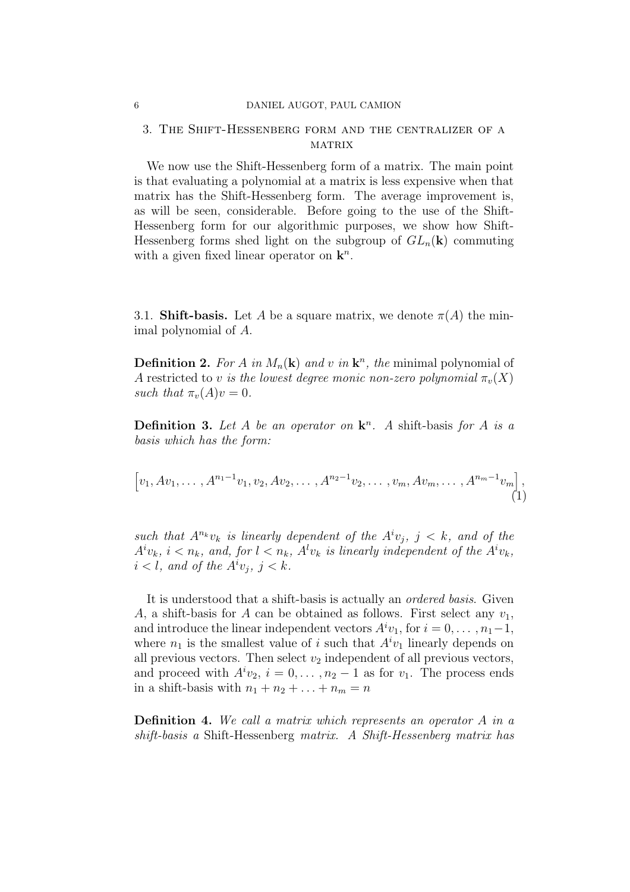## 3. The Shift-Hessenberg form and the centralizer of a matrix

We now use the Shift-Hessenberg form of a matrix. The main point is that evaluating a polynomial at a matrix is less expensive when that matrix has the Shift-Hessenberg form. The average improvement is, as will be seen, considerable. Before going to the use of the Shift-Hessenberg form for our algorithmic purposes, we show how Shift-Hessenberg forms shed light on the subgroup of $GL_n(\mathbf{k})$ commuting with a given fixed linear operator on $\mathbf{k}^n$.

3.1. **Shift-basis.** Let $A$ be a square matrix, we denote $\pi(A)$ the minimal polynomial of $A$.

**Definition 2.** *For $A$ in $M_n(\mathbf{k})$ and $v$ in $\mathbf{k}^n$, the* minimal polynomial of $A$ restricted to $v$ *is the lowest degree monic non-zero polynomial $\pi_v(X)$ such that $\pi_v(A)v = 0$.*

**Definition 3.** *Let $A$ be an operator on $\mathbf{k}^n$. A* shift-basis *for $A$ is a basis which has the form:*

$$\left[v_1, Av_1, \ldots, A^{n_1-1}v_1, v_2, Av_2, \ldots, A^{n_2-1}v_2, \ldots, v_m, Av_m, \ldots, A^{n_m-1}v_m\right], \tag{1}$$

*such that $A^{n_k}v_k$ is linearly dependent of the $A^i v_j$, $j < k$, and of the $A^i v_k$, $i < n_k$, and, for $l < n_k$, $A^l v_k$ is linearly independent of the $A^i v_k$, $i < l$, and of the $A^i v_j$, $j < k$.*

It is understood that a shift-basis is actually an *ordered basis*. Given $A$, a shift-basis for $A$ can be obtained as follows. First select any $v_1$, and introduce the linear independent vectors $A^i v_1$, for $i = 0, \ldots, n_1 - 1$, where $n_1$ is the smallest value of $i$ such that $A^i v_1$ linearly depends on all previous vectors. Then select $v_2$ independent of all previous vectors, and proceed with $A^i v_2$, $i = 0, \ldots, n_2 - 1$ as for $v_1$. The process ends in a shift-basis with $n_1 + n_2 + \ldots + n_m = n$

**Definition 4.** *We call a matrix which represents an operator $A$ in a shift-basis a* Shift-Hessenberg *matrix. A Shift-Hessenberg matrix has*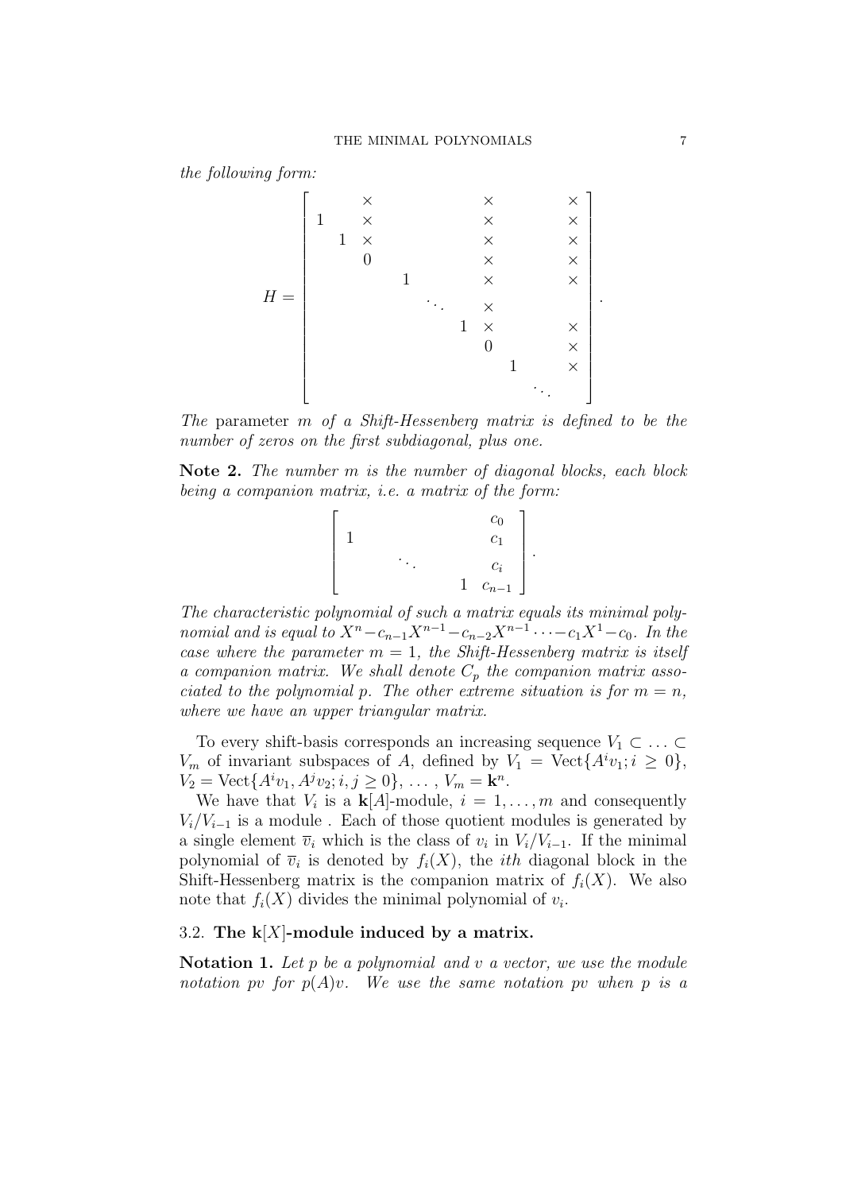*the following form:*

$$H = \begin{bmatrix} & & \times & & & \times & & \times \\ 1 & & \times & & & \times & & \times \\ & 1 & \times & & & \times & & \times \\ & & 0 & & & \times & & \times \\ & & & 1 & & \times & & \times \\ & & & & \ddots & \times & & \\ & & & & 1 & \times & & \times \\ & & & & & 0 & & \times \\ & & & & & & 1 & \times \\ & & & & & & & \ddots \end{bmatrix}.$$

*The* parameter $m$ *of a Shift-Hessenberg matrix is defined to be the number of zeros on the first subdiagonal, plus one.*

**Note 2.** *The number $m$ is the number of diagonal blocks, each block being a companion matrix, i.e. a matrix of the form:*

$$\begin{bmatrix} & & & c_0 \\ 1 & & & c_1 \\ & \ddots & & c_i \\ & & 1 & c_{n-1} \end{bmatrix}.$$

*The characteristic polynomial of such a matrix equals its minimal polynomial and is equal to $X^n - c_{n-1}X^{n-1} - c_{n-2}X^{n-1} \cdots - c_1X^1 - c_0$. In the case where the parameter $m = 1$, the Shift-Hessenberg matrix is itself a companion matrix. We shall denote $C_p$ the companion matrix associated to the polynomial $p$. The other extreme situation is for $m = n$, where we have an upper triangular matrix.*

To every shift-basis corresponds an increasing sequence $V_1 \subset \ldots \subset V_m$ of invariant subspaces of $A$, defined by $V_1 = \mathrm{Vect}\{A^i v_1; i \geq 0\}$, $V_2 = \mathrm{Vect}\{A^i v_1, A^j v_2; i, j \geq 0\}$, $\ldots$ , $V_m = \mathbf{k}^n$.

We have that $V_i$ is a $\mathbf{k}[A]$-module, $i = 1, \ldots, m$ and consequently $V_i/V_{i-1}$ is a module . Each of those quotient modules is generated by a single element $\overline{v}_i$ which is the class of $v_i$ in $V_i/V_{i-1}$. If the minimal polynomial of $\overline{v}_i$ is denoted by $f_i(X)$, the *ith* diagonal block in the Shift-Hessenberg matrix is the companion matrix of $f_i(X)$. We also note that $f_i(X)$ divides the minimal polynomial of $v_i$.

### 3.2. The $\mathbf{k}[X]$-module induced by a matrix.

**Notation 1.** *Let $p$ be a polynomial and $v$ a vector, we use the module notation $pv$ for $p(A)v$. We use the same notation $pv$ when $p$ is a*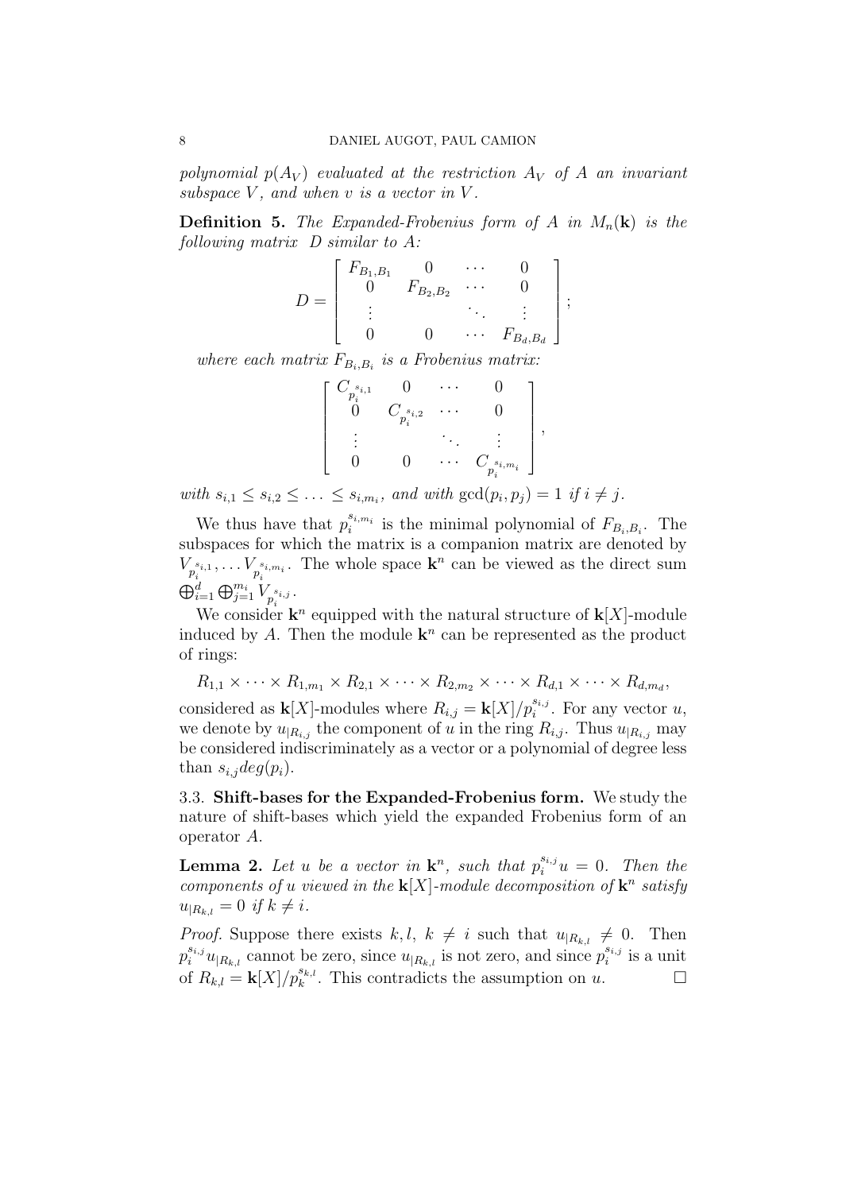*polynomial $p(A_V)$ evaluated at the restriction $A_V$ of $A$ an invariant subspace $V$, and when $v$ is a vector in $V$.*

**Definition 5.** *The Expanded-Frobenius form of $A$ in $M_n(\mathbf{k})$ is the following matrix $D$ similar to $A$:*

$$D = \begin{bmatrix} F_{B_1,B_1} & 0 & \cdots & 0 \\ 0 & F_{B_2,B_2} & \cdots & 0 \\ \vdots & & \ddots & \vdots \\ 0 & 0 & \cdots & F_{B_d,B_d} \end{bmatrix};$$

*where each matrix $F_{B_i,B_i}$ is a Frobenius matrix:*

$$\begin{bmatrix} C_{p_i^{s_{i,1}}} & 0 & \cdots & 0 \\ 0 & C_{p_i^{s_{i,2}}} & \cdots & 0 \\ \vdots & & \ddots & \vdots \\ 0 & 0 & \cdots & C_{p_i^{s_{i,m_i}}} \end{bmatrix},$$

*with $s_{i,1} \leq s_{i,2} \leq \ldots \leq s_{i,m_i}$, and with $\gcd(p_i, p_j) = 1$ if $i \neq j$.*

We thus have that $p_i^{s_{i,m_i}}$ is the minimal polynomial of $F_{B_i,B_i}$. The subspaces for which the matrix is a companion matrix are denoted by $V_{p_i^{s_{i,1}}}, \ldots V_{p_i^{s_{i,m_i}}}$. The whole space $\mathbf{k}^n$ can be viewed as the direct sum $\bigoplus_{i=1}^{d} \bigoplus_{j=1}^{m_i} V_{p_i^{s_{i,j}}}$.

We consider $\mathbf{k}^n$ equipped with the natural structure of $\mathbf{k}[X]$-module induced by $A$. Then the module $\mathbf{k}^n$ can be represented as the product of rings:

$$R_{1,1} \times \cdots \times R_{1,m_1} \times R_{2,1} \times \cdots \times R_{2,m_2} \times \cdots \times R_{d,1} \times \cdots \times R_{d,m_d},$$

considered as $\mathbf{k}[X]$-modules where $R_{i,j} = \mathbf{k}[X]/p_i^{s_{i,j}}$. For any vector $u$, we denote by $u_{|R_{i,j}}$ the component of $u$ in the ring $R_{i,j}$. Thus $u_{|R_{i,j}}$ may be considered indiscriminately as a vector or a polynomial of degree less than $s_{i,j} deg(p_i)$.

### 3.3. Shift-bases for the Expanded-Frobenius form.

We study the nature of shift-bases which yield the expanded Frobenius form of an operator $A$.

**Lemma 2.** *Let $u$ be a vector in $\mathbf{k}^n$, such that $p_i^{s_{i,j}} u = 0$. Then the components of $u$ viewed in the $\mathbf{k}[X]$-module decomposition of $\mathbf{k}^n$ satisfy $u_{|R_{k,l}} = 0$ if $k \neq i$.*

*Proof.* Suppose there exists $k, l$, $k \neq i$ such that $u_{|R_{k,l}} \neq 0$. Then $p_i^{s_{i,j}} u_{|R_{k,l}}$ cannot be zero, since $u_{|R_{k,l}}$ is not zero, and since $p_i^{s_{i,j}}$ is a unit of $R_{k,l} = \mathbf{k}[X]/p_k^{s_{k,l}}$. This contradicts the assumption on $u$. $\square$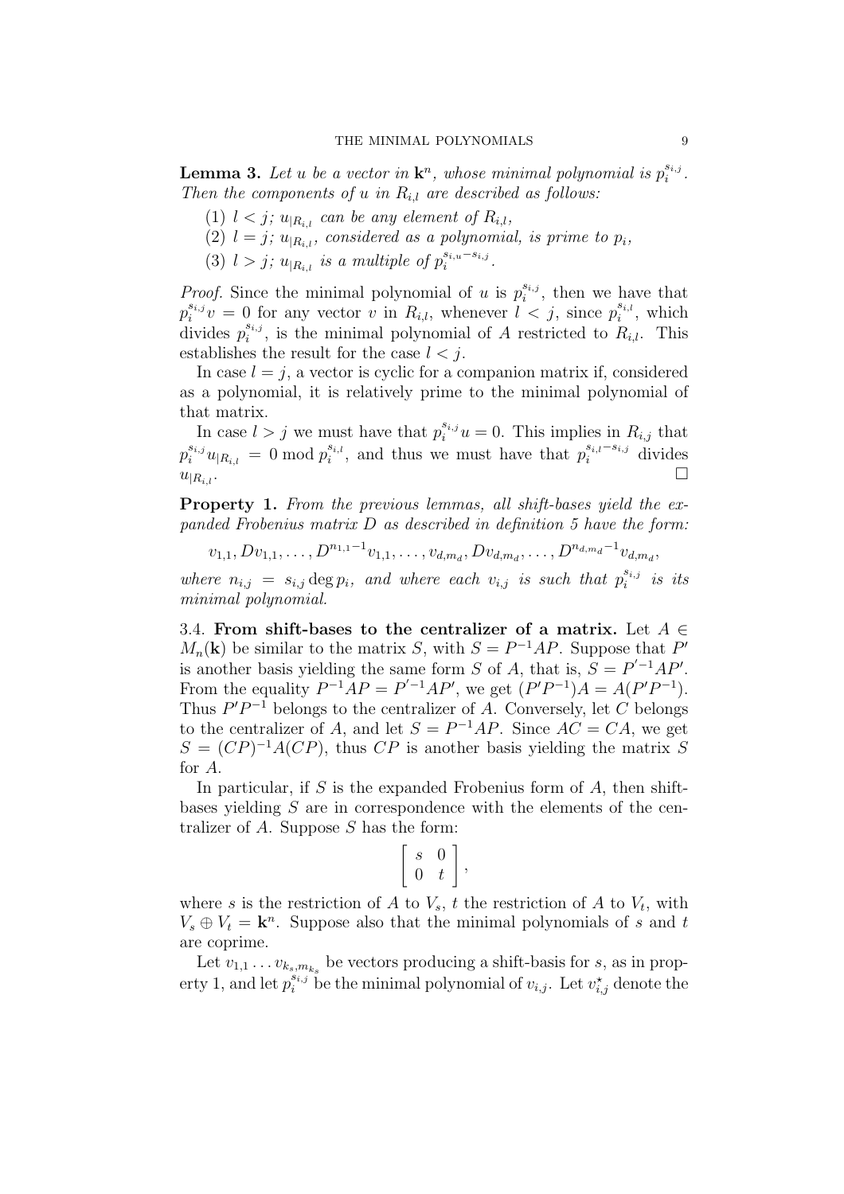**Lemma 3.** *Let $u$ be a vector in $\mathbf{k}^n$, whose minimal polynomial is $p_i^{s_{i,j}}$. Then the components of $u$ in $R_{i,l}$ are described as follows:*

1. *$l < j$; $u_{|R_{i,l}}$ can be any element of $R_{i,l}$,*
2. *$l = j$; $u_{|R_{i,l}}$, considered as a polynomial, is prime to $p_i$,*
3. *$l > j$; $u_{|R_{i,l}}$ is a multiple of $p_i^{s_{i,u}-s_{i,j}}$.*

*Proof.* Since the minimal polynomial of $u$ is $p_i^{s_{i,j}}$, then we have that $p_i^{s_{i,j}} v = 0$ for any vector $v$ in $R_{i,l}$, whenever $l < j$, since $p_i^{s_{i,l}}$, which divides $p_i^{s_{i,j}}$, is the minimal polynomial of $A$ restricted to $R_{i,l}$. This establishes the result for the case $l < j$.

In case $l = j$, a vector is cyclic for a companion matrix if, considered as a polynomial, it is relatively prime to the minimal polynomial of that matrix.

In case $l > j$ we must have that $p_i^{s_{i,j}} u = 0$. This implies in $R_{i,j}$ that $p_i^{s_{i,j}} u_{|R_{i,l}} = 0 \bmod p_i^{s_{i,l}}$, and thus we must have that $p_i^{s_{i,l}-s_{i,j}}$ divides $u_{|R_{i,l}}$. □

**Property 1.** *From the previous lemmas, all shift-bases yield the expanded Frobenius matrix $D$ as described in definition 5 have the form:*

$$v_{1,1}, Dv_{1,1}, \ldots, D^{n_{1,1}-1}v_{1,1}, \ldots, v_{d,m_d}, Dv_{d,m_d}, \ldots, D^{n_{d,m_d}-1}v_{d,m_d},$$

*where $n_{i,j} = s_{i,j} \deg p_i$, and where each $v_{i,j}$ is such that $p_i^{s_{i,j}}$ is its minimal polynomial.*

3.4. **From shift-bases to the centralizer of a matrix.** Let $A \in M_n(\mathbf{k})$ be similar to the matrix $S$, with $S = P^{-1}AP$. Suppose that $P'$ is another basis yielding the same form $S$ of $A$, that is, $S = P'^{-1}AP'$. From the equality $P^{-1}AP = P'^{-1}AP'$, we get $(P'P^{-1})A = A(P'P^{-1})$. Thus $P'P^{-1}$ belongs to the centralizer of $A$. Conversely, let $C$ belongs to the centralizer of $A$, and let $S = P^{-1}AP$. Since $AC = CA$, we get $S = (CP)^{-1}A(CP)$, thus $CP$ is another basis yielding the matrix $S$ for $A$.

In particular, if $S$ is the expanded Frobenius form of $A$, then shift-bases yielding $S$ are in correspondence with the elements of the centralizer of $A$. Suppose $S$ has the form:

$$\begin{bmatrix} s & 0 \\ 0 & t \end{bmatrix},$$

where $s$ is the restriction of $A$ to $V_s$, $t$ the restriction of $A$ to $V_t$, with $V_s \oplus V_t = \mathbf{k}^n$. Suppose also that the minimal polynomials of $s$ and $t$ are coprime.

Let $v_{1,1} \ldots v_{k_s,m_{k_s}}$ be vectors producing a shift-basis for $s$, as in property 1, and let $p_i^{s_{i,j}}$ be the minimal polynomial of $v_{i,j}$. Let $v_{i,j}^\star$ denote the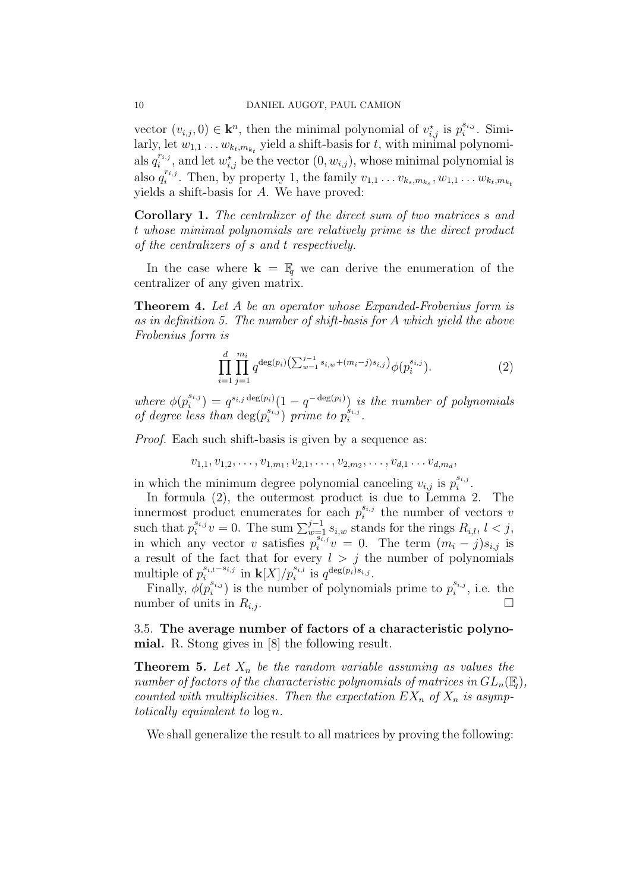vector $(v_{i,j}, 0) \in \mathbf{k}^n$, then the minimal polynomial of $v^\star_{i,j}$ is $p_i^{s_{i,j}}$. Similarly, let $w_{1,1} \ldots w_{k_t,m_{k_t}}$ yield a shift-basis for $t$, with minimal polynomials $q_i^{r_{i,j}}$, and let $w^\star_{i,j}$ be the vector $(0, w_{i,j})$, whose minimal polynomial is also $q_i^{r_{i,j}}$. Then, by property 1, the family $v_{1,1} \ldots v_{k_s,m_{k_s}}, w_{1,1} \ldots w_{k_t,m_{k_t}}$ yields a shift-basis for $A$. We have proved:

**Corollary 1.** *The centralizer of the direct sum of two matrices $s$ and $t$ whose minimal polynomials are relatively prime is the direct product of the centralizers of $s$ and $t$ respectively.*

In the case where $\mathbf{k} = \mathbb{F}_q$ we can derive the enumeration of the centralizer of any given matrix.

**Theorem 4.** *Let $A$ be an operator whose Expanded-Frobenius form is as in definition 5. The number of shift-basis for $A$ which yield the above Frobenius form is*

$$\prod_{i=1}^{d} \prod_{j=1}^{m_i} q^{\deg(p_i)\left(\sum_{w=1}^{j-1} s_{i,w} + (m_i - j)s_{i,j}\right)} \phi(p_i^{s_{i,j}}). \tag{2}$$

*where $\phi(p_i^{s_{i,j}}) = q^{s_{i,j}\deg(p_i)}(1 - q^{-\deg(p_i)})$ is the number of polynomials of degree less than $\deg(p_i^{s_{i,j}})$ prime to $p_i^{s_{i,j}}$.*

*Proof.* Each such shift-basis is given by a sequence as:

$$v_{1,1}, v_{1,2}, \ldots, v_{1,m_1}, v_{2,1}, \ldots, v_{2,m_2}, \ldots, v_{d,1} \ldots v_{d,m_d},$$

in which the minimum degree polynomial canceling $v_{i,j}$ is $p_i^{s_{i,j}}$.

In formula (2), the outermost product is due to Lemma 2. The innermost product enumerates for each $p_i^{s_{i,j}}$ the number of vectors $v$ such that $p_i^{s_{i,j}} v = 0$. The sum $\sum_{w=1}^{j-1} s_{i,w}$ stands for the rings $R_{i,l}$, $l < j$, in which any vector $v$ satisfies $p_i^{s_{i,j}} v = 0$. The term $(m_i - j)s_{i,j}$ is a result of the fact that for every $l > j$ the number of polynomials multiple of $p_i^{s_{i,l} - s_{i,j}}$ in $\mathbf{k}[X]/p_i^{s_{i,l}}$ is $q^{\deg(p_i)s_{i,j}}$.

Finally, $\phi(p_i^{s_{i,j}})$ is the number of polynomials prime to $p_i^{s_{i,j}}$, i.e. the number of units in $R_{i,j}$. □

### 3.5. The average number of factors of a characteristic polynomial.

R. Stong gives in [8] the following result.

**Theorem 5.** *Let $X_n$ be the random variable assuming as values the number of factors of the characteristic polynomials of matrices in $GL_n(\mathbb{F}_q)$, counted with multiplicities. Then the expectation $EX_n$ of $X_n$ is asymptotically equivalent to $\log n$.*

We shall generalize the result to all matrices by proving the following: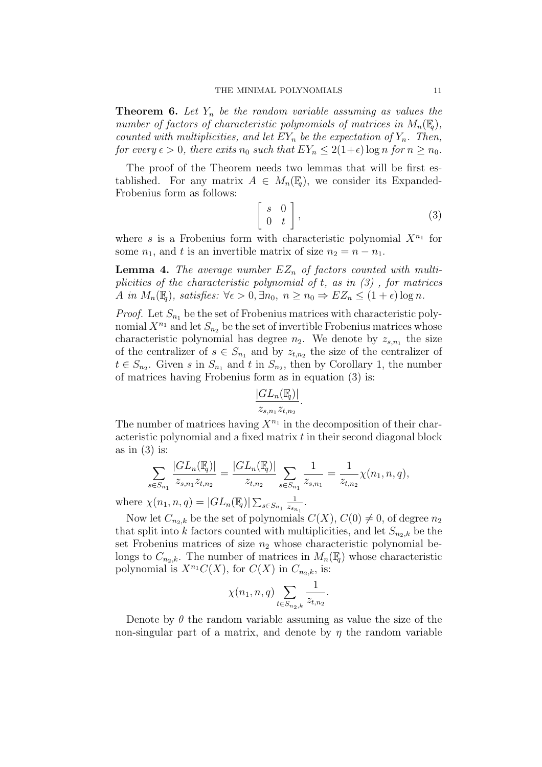**Theorem 6.** *Let $Y_n$ be the random variable assuming as values the number of factors of characteristic polynomials of matrices in $M_n(\mathbb{F}_q)$, counted with multiplicities, and let $EY_n$ be the expectation of $Y_n$. Then, for every $\epsilon > 0$, there exits $n_0$ such that $EY_n \leq 2(1+\epsilon)\log n$ for $n \geq n_0$.*

The proof of the Theorem needs two lemmas that will be first established. For any matrix $A \in M_n(\mathbb{F}_q)$, we consider its Expanded-Frobenius form as follows:

$$\left[ \begin{array}{cc} s & 0 \\ 0 & t \end{array} \right], \tag{3}$$

where $s$ is a Frobenius form with characteristic polynomial $X^{n_1}$ for some $n_1$, and $t$ is an invertible matrix of size $n_2 = n - n_1$.

**Lemma 4.** *The average number $EZ_n$ of factors counted with multiplicities of the characteristic polynomial of $t$, as in (3) , for matrices $A$ in $M_n(\mathbb{F}_q)$, satisfies: $\forall \epsilon > 0, \exists n_0,\ n \geq n_0 \Rightarrow EZ_n \leq (1+\epsilon)\log n$.*

*Proof.* Let $S_{n_1}$ be the set of Frobenius matrices with characteristic polynomial $X^{n_1}$ and let $S_{n_2}$ be the set of invertible Frobenius matrices whose characteristic polynomial has degree $n_2$. We denote by $z_{s,n_1}$ the size of the centralizer of $s \in S_{n_1}$ and by $z_{t,n_2}$ the size of the centralizer of $t \in S_{n_2}$. Given $s$ in $S_{n_1}$ and $t$ in $S_{n_2}$, then by Corollary 1, the number of matrices having Frobenius form as in equation (3) is:

$$\frac{|GL_n(\mathbb{F}_q)|}{z_{s,n_1} z_{t,n_2}}.$$

The number of matrices having $X^{n_1}$ in the decomposition of their characteristic polynomial and a fixed matrix $t$ in their second diagonal block as in (3) is:

$$\sum_{s \in S_{n_1}} \frac{|GL_n(\mathbb{F}_q)|}{z_{s,n_1} z_{t,n_2}} = \frac{|GL_n(\mathbb{F}_q)|}{z_{t,n_2}} \sum_{s \in S_{n_1}} \frac{1}{z_{s,n_1}} = \frac{1}{z_{t,n_2}} \chi(n_1, n, q),$$

where $\chi(n_1, n, q) = |GL_n(\mathbb{F}_q)| \sum_{s \in S_{n_1}} \frac{1}{z_{s_{n_1}}}$.

Now let $C_{n_2,k}$ be the set of polynomials $C(X)$, $C(0) \neq 0$, of degree $n_2$ that split into $k$ factors counted with multiplicities, and let $S_{n_2,k}$ be the set Frobenius matrices of size $n_2$ whose characteristic polynomial belongs to $C_{n_2,k}$. The number of matrices in $M_n(\mathbb{F}_q)$ whose characteristic polynomial is $X^{n_1}C(X)$, for $C(X)$ in $C_{n_2,k}$, is:

$$\chi(n_1, n, q) \sum_{t \in S_{n_2,k}} \frac{1}{z_{t,n_2}}.$$

Denote by $\theta$ the random variable assuming as value the size of the non-singular part of a matrix, and denote by $\eta$ the random variable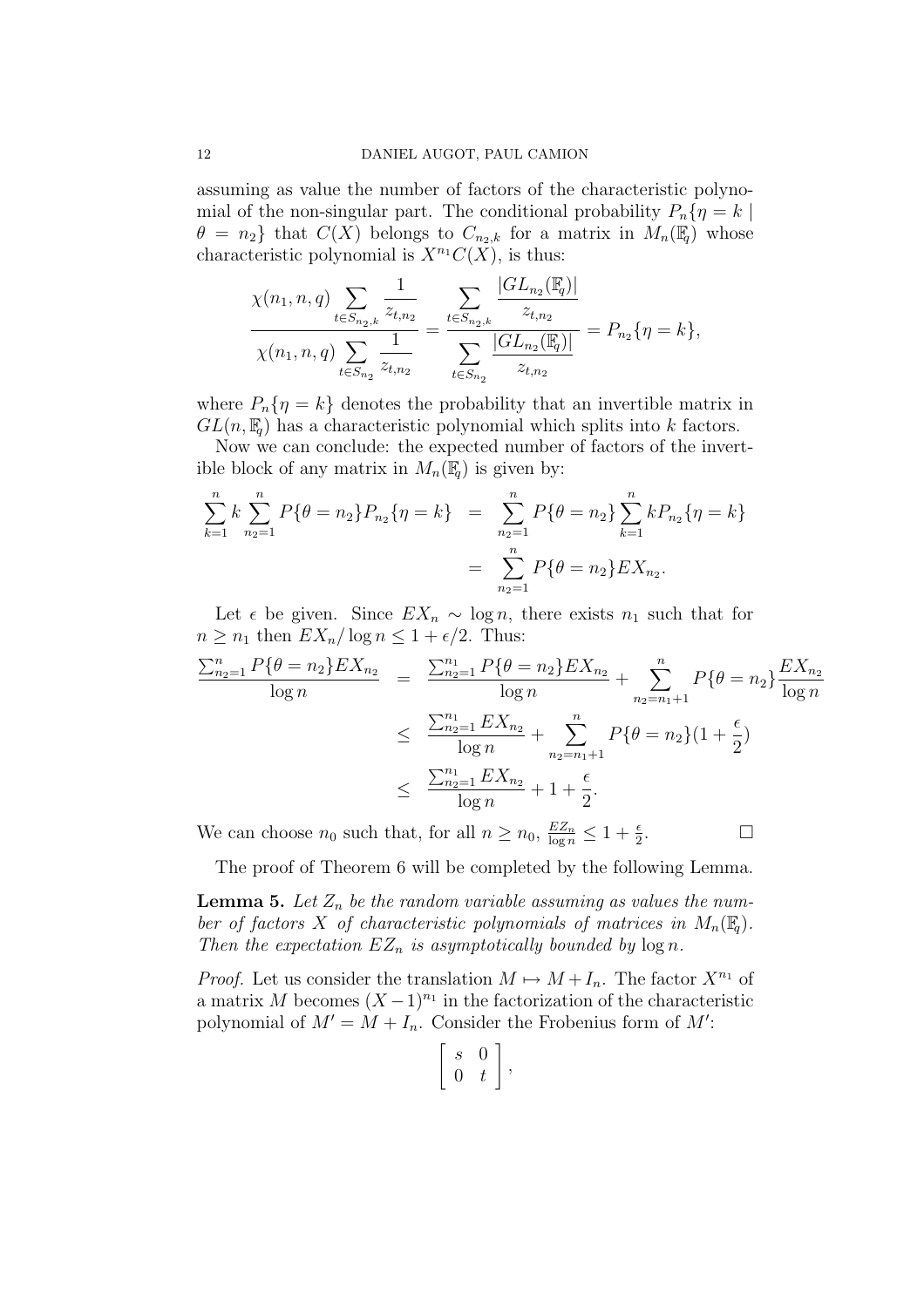assuming as value the number of factors of the characteristic polynomial of the non-singular part. The conditional probability $P_n\{\eta = k \mid \theta = n_2\}$ that $C(X)$ belongs to $C_{n_2,k}$ for a matrix in $M_n(\mathbb{F}_q)$ whose characteristic polynomial is $X^{n_1}C(X)$, is thus:

$$\frac{\chi(n_1, n, q) \displaystyle\sum_{t \in S_{n_2,k}} \frac{1}{z_{t,n_2}}}{\chi(n_1, n, q) \displaystyle\sum_{t \in S_{n_2}} \frac{1}{z_{t,n_2}}} = \frac{\displaystyle\sum_{t \in S_{n_2,k}} \frac{|GL_{n_2}(\mathbb{F}_q)|}{z_{t,n_2}}}{\displaystyle\sum_{t \in S_{n_2}} \frac{|GL_{n_2}(\mathbb{F}_q)|}{z_{t,n_2}}} = P_{n_2}\{\eta = k\},$$

where $P_n\{\eta = k\}$ denotes the probability that an invertible matrix in $GL(n, \mathbb{F}_q)$ has a characteristic polynomial which splits into $k$ factors.

Now we can conclude: the expected number of factors of the invertible block of any matrix in $M_n(\mathbb{F}_q)$ is given by:

$$\begin{aligned}
\sum_{k=1}^{n} k \sum_{n_2=1}^{n} P\{\theta = n_2\} P_{n_2}\{\eta = k\} &= \sum_{n_2=1}^{n} P\{\theta = n_2\} \sum_{k=1}^{n} k P_{n_2}\{\eta = k\} \\
&= \sum_{n_2=1}^{n} P\{\theta = n_2\} EX_{n_2}.
\end{aligned}$$

Let $\epsilon$ be given. Since $EX_n \sim \log n$, there exists $n_1$ such that for $n \geq n_1$ then $EX_n / \log n \leq 1 + \epsilon/2$. Thus:

$$\begin{aligned}
\frac{\sum_{n_2=1}^{n} P\{\theta = n_2\} EX_{n_2}}{\log n} &= \frac{\sum_{n_2=1}^{n_1} P\{\theta = n_2\} EX_{n_2}}{\log n} + \sum_{n_2=n_1+1}^{n} P\{\theta = n_2\} \frac{EX_{n_2}}{\log n} \\
&\leq \frac{\sum_{n_2=1}^{n_1} EX_{n_2}}{\log n} + \sum_{n_2=n_1+1}^{n} P\{\theta = n_2\}(1 + \frac{\epsilon}{2}) \\
&\leq \frac{\sum_{n_2=1}^{n_1} EX_{n_2}}{\log n} + 1 + \frac{\epsilon}{2}.
\end{aligned}$$

We can choose $n_0$ such that, for all $n \geq n_0$, $\frac{EZ_n}{\log n} \leq 1 + \frac{\epsilon}{2}$. □

The proof of Theorem 6 will be completed by the following Lemma.

**Lemma 5.** *Let $Z_n$ be the random variable assuming as values the number of factors $X$ of characteristic polynomials of matrices in $M_n(\mathbb{F}_q)$. Then the expectation $EZ_n$ is asymptotically bounded by $\log n$.*

*Proof.* Let us consider the translation $M \mapsto M + I_n$. The factor $X^{n_1}$ of a matrix $M$ becomes $(X-1)^{n_1}$ in the factorization of the characteristic polynomial of $M' = M + I_n$. Consider the Frobenius form of $M'$:

$$\left[ \begin{array}{cc} s & 0 \\ 0 & t \end{array} \right],$$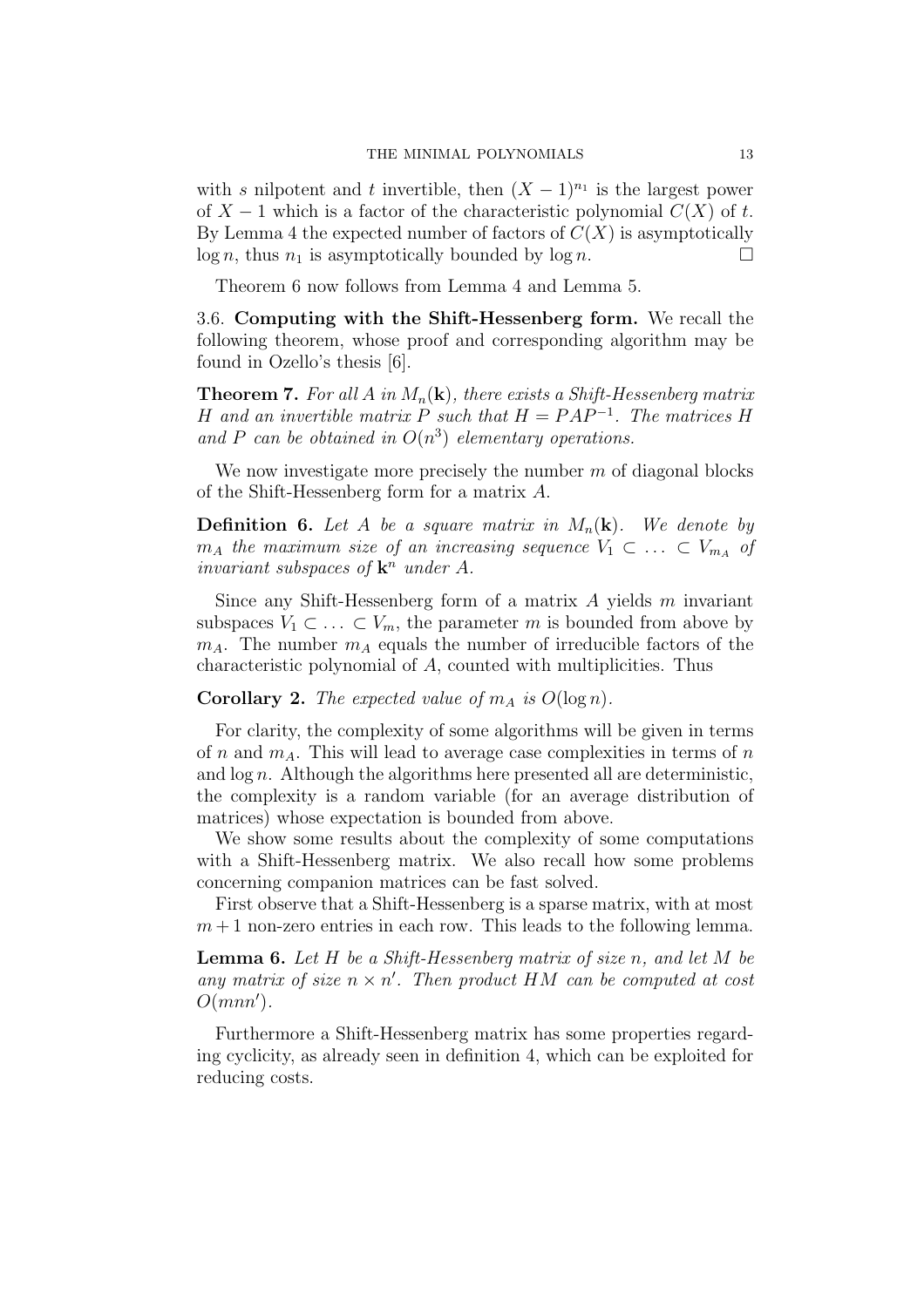with $s$ nilpotent and $t$ invertible, then $(X-1)^{n_1}$ is the largest power of $X-1$ which is a factor of the characteristic polynomial $C(X)$ of $t$. By Lemma 4 the expected number of factors of $C(X)$ is asymptotically $\log n$, thus $n_1$ is asymptotically bounded by $\log n$. □

Theorem 6 now follows from Lemma 4 and Lemma 5.

3.6. **Computing with the Shift-Hessenberg form.** We recall the following theorem, whose proof and corresponding algorithm may be found in Ozello's thesis [6].

**Theorem 7.** *For all $A$ in $M_n(\mathbf{k})$, there exists a Shift-Hessenberg matrix $H$ and an invertible matrix $P$ such that $H = PAP^{-1}$. The matrices $H$ and $P$ can be obtained in $O(n^3)$ elementary operations.*

We now investigate more precisely the number $m$ of diagonal blocks of the Shift-Hessenberg form for a matrix $A$.

**Definition 6.** *Let $A$ be a square matrix in $M_n(\mathbf{k})$. We denote by $m_A$ the maximum size of an increasing sequence $V_1 \subset \ldots \subset V_{m_A}$ of invariant subspaces of $\mathbf{k}^n$ under $A$.*

Since any Shift-Hessenberg form of a matrix $A$ yields $m$ invariant subspaces $V_1 \subset \ldots \subset V_m$, the parameter $m$ is bounded from above by $m_A$. The number $m_A$ equals the number of irreducible factors of the characteristic polynomial of $A$, counted with multiplicities. Thus

**Corollary 2.** *The expected value of $m_A$ is $O(\log n)$.*

For clarity, the complexity of some algorithms will be given in terms of $n$ and $m_A$. This will lead to average case complexities in terms of $n$ and $\log n$. Although the algorithms here presented all are deterministic, the complexity is a random variable (for an average distribution of matrices) whose expectation is bounded from above.

We show some results about the complexity of some computations with a Shift-Hessenberg matrix. We also recall how some problems concerning companion matrices can be fast solved.

First observe that a Shift-Hessenberg is a sparse matrix, with at most $m+1$ non-zero entries in each row. This leads to the following lemma.

**Lemma 6.** *Let $H$ be a Shift-Hessenberg matrix of size $n$, and let $M$ be any matrix of size $n \times n'$. Then product $HM$ can be computed at cost $O(mnn')$.*

Furthermore a Shift-Hessenberg matrix has some properties regarding cyclicity, as already seen in definition 4, which can be exploited for reducing costs.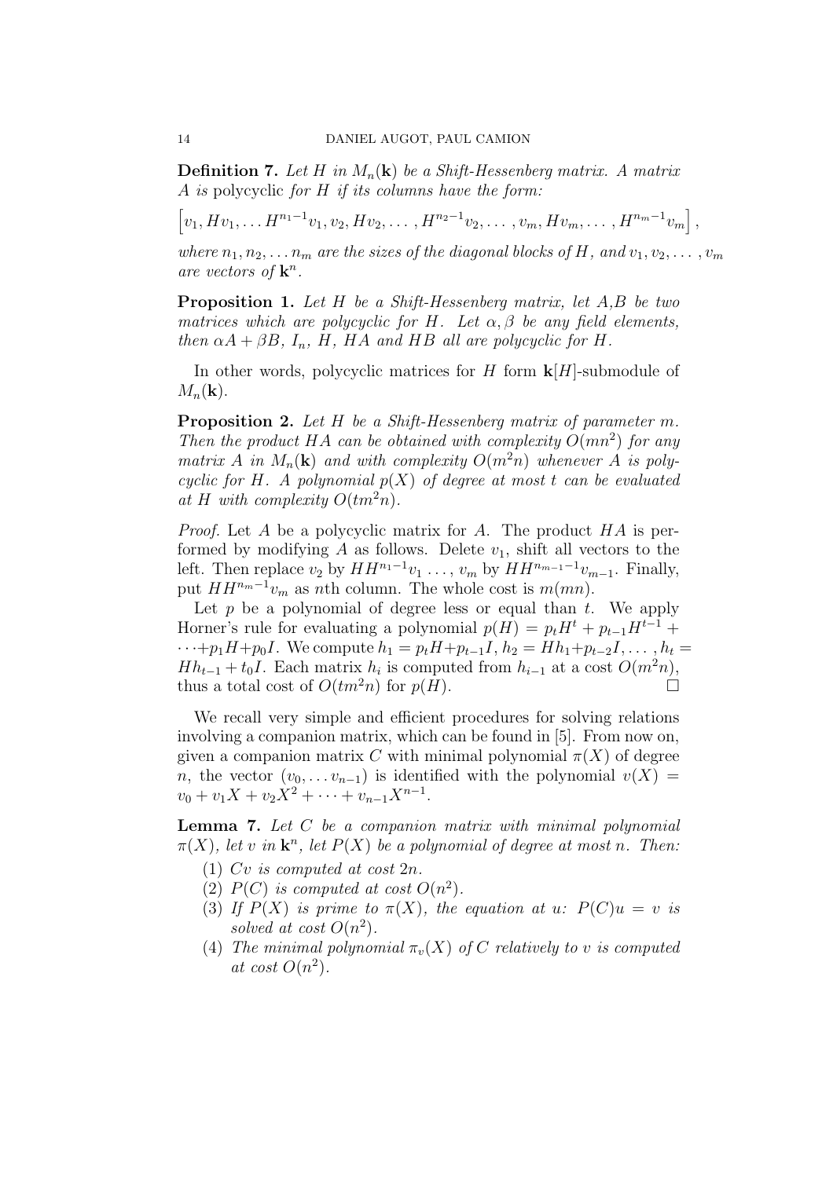**Definition 7.** *Let $H$ in $M_n(\mathbf{k})$ be a Shift-Hessenberg matrix. A matrix $A$ is* polycyclic *for $H$ if its columns have the form:*

$$\left[v_1, Hv_1, \dots H^{n_1-1}v_1, v_2, Hv_2, \dots, H^{n_2-1}v_2, \dots, v_m, Hv_m, \dots, H^{n_m-1}v_m\right],$$

*where $n_1, n_2, \dots n_m$ are the sizes of the diagonal blocks of $H$, and $v_1, v_2, \dots, v_m$ are vectors of $\mathbf{k}^n$.*

**Proposition 1.** *Let $H$ be a Shift-Hessenberg matrix, let $A$,$B$ be two matrices which are polycyclic for $H$. Let $\alpha, \beta$ be any field elements, then $\alpha A + \beta B$, $I_n$, $H$, $HA$ and $HB$ all are polycyclic for $H$.*

In other words, polycyclic matrices for $H$ form $\mathbf{k}[H]$-submodule of $M_n(\mathbf{k})$.

**Proposition 2.** *Let $H$ be a Shift-Hessenberg matrix of parameter $m$. Then the product $HA$ can be obtained with complexity $O(mn^2)$ for any matrix $A$ in $M_n(\mathbf{k})$ and with complexity $O(m^2n)$ whenever $A$ is polycyclic for $H$. A polynomial $p(X)$ of degree at most $t$ can be evaluated at $H$ with complexity $O(tm^2n)$.*

*Proof.* Let $A$ be a polycyclic matrix for $A$. The product $HA$ is performed by modifying $A$ as follows. Delete $v_1$, shift all vectors to the left. Then replace $v_2$ by $HH^{n_1-1}v_1 \dots$, $v_m$ by $HH^{n_{m-1}-1}v_{m-1}$. Finally, put $HH^{n_m-1}v_m$ as $n$th column. The whole cost is $m(mn)$.

Let $p$ be a polynomial of degree less or equal than $t$. We apply Horner's rule for evaluating a polynomial $p(H) = p_tH^t + p_{t-1}H^{t-1} + \dots + p_1H + p_0I$. We compute $h_1 = p_tH + p_{t-1}I$, $h_2 = Hh_1 + p_{t-2}I, \dots, h_t = Hh_{t-1} + t_0I$. Each matrix $h_i$ is computed from $h_{i-1}$ at a cost $O(m^2n)$, thus a total cost of $O(tm^2n)$ for $p(H)$. □

We recall very simple and efficient procedures for solving relations involving a companion matrix, which can be found in [5]. From now on, given a companion matrix $C$ with minimal polynomial $\pi(X)$ of degree $n$, the vector $(v_0, \dots v_{n-1})$ is identified with the polynomial $v(X) = v_0 + v_1X + v_2X^2 + \dots + v_{n-1}X^{n-1}$.

**Lemma 7.** *Let $C$ be a companion matrix with minimal polynomial $\pi(X)$, let $v$ in $\mathbf{k}^n$, let $P(X)$ be a polynomial of degree at most $n$. Then:*

1. *$Cv$ is computed at cost $2n$.*
2. *$P(C)$ is computed at cost $O(n^2)$.*
3. *If $P(X)$ is prime to $\pi(X)$, the equation at $u$: $P(C)u = v$ is solved at cost $O(n^2)$.*
4. *The minimal polynomial $\pi_v(X)$ of $C$ relatively to $v$ is computed at cost $O(n^2)$.*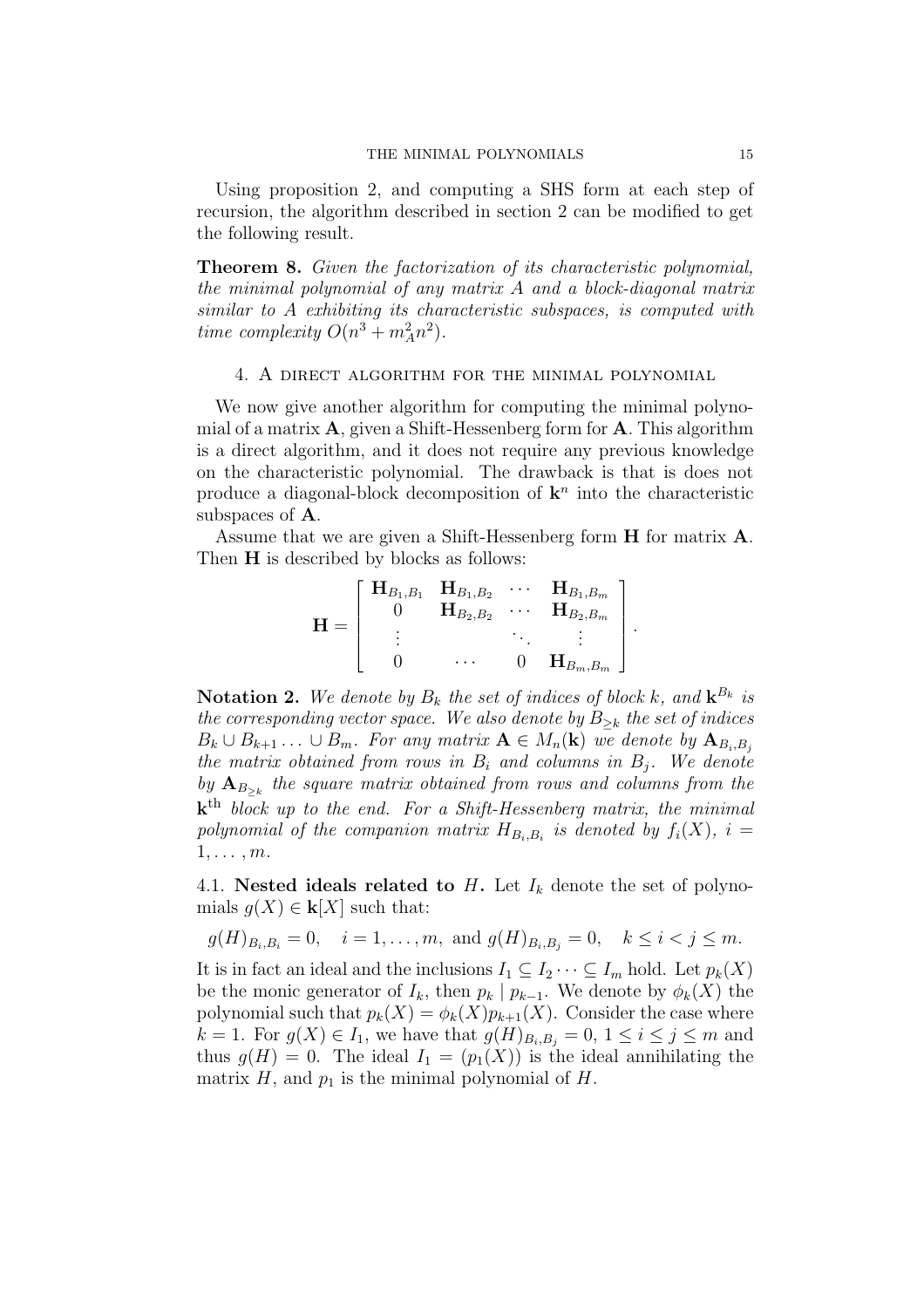Using proposition 2, and computing a SHS form at each step of recursion, the algorithm described in section 2 can be modified to get the following result.

**Theorem 8.** *Given the factorization of its characteristic polynomial, the minimal polynomial of any matrix $A$ and a block-diagonal matrix similar to $A$ exhibiting its characteristic subspaces, is computed with time complexity $O(n^3 + m_A^2 n^2)$.*

## 4. A direct algorithm for the minimal polynomial

We now give another algorithm for computing the minimal polynomial of a matrix $\mathbf{A}$, given a Shift-Hessenberg form for $\mathbf{A}$. This algorithm is a direct algorithm, and it does not require any previous knowledge on the characteristic polynomial. The drawback is that is does not produce a diagonal-block decomposition of $\mathbf{k}^n$ into the characteristic subspaces of $\mathbf{A}$.

Assume that we are given a Shift-Hessenberg form $\mathbf{H}$ for matrix $\mathbf{A}$. Then $\mathbf{H}$ is described by blocks as follows:

$$\mathbf{H} = \begin{bmatrix} \mathbf{H}_{B_1,B_1} & \mathbf{H}_{B_1,B_2} & \cdots & \mathbf{H}_{B_1,B_m} \\ 0 & \mathbf{H}_{B_2,B_2} & \cdots & \mathbf{H}_{B_2,B_m} \\ \vdots & & \ddots & \vdots \\ 0 & \cdots & 0 & \mathbf{H}_{B_m,B_m} \end{bmatrix}.$$

**Notation 2.** *We denote by $B_k$ the set of indices of block $k$, and $\mathbf{k}^{B_k}$ is the corresponding vector space. We also denote by $B_{\geq k}$ the set of indices $B_k \cup B_{k+1} \ldots \cup B_m$. For any matrix $\mathbf{A} \in M_n(\mathbf{k})$ we denote by $\mathbf{A}_{B_i,B_j}$ the matrix obtained from rows in $B_i$ and columns in $B_j$. We denote by $\mathbf{A}_{B_{\geq k}}$ the square matrix obtained from rows and columns from the $\mathbf{k}^{\text{th}}$ block up to the end. For a Shift-Hessenberg matrix, the minimal polynomial of the companion matrix $H_{B_i,B_i}$ is denoted by $f_i(X)$, $i = 1, \ldots, m$.*

### 4.1. Nested ideals related to $H$.

Let $I_k$ denote the set of polynomials $g(X) \in \mathbf{k}[X]$ such that:

$$g(H)_{B_i,B_i} = 0, \quad i = 1, \ldots, m, \text{ and } g(H)_{B_i,B_j} = 0, \quad k \leq i < j \leq m.$$

It is in fact an ideal and the inclusions $I_1 \subseteq I_2 \cdots \subseteq I_m$ hold. Let $p_k(X)$ be the monic generator of $I_k$, then $p_k \mid p_{k-1}$. We denote by $\phi_k(X)$ the polynomial such that $p_k(X) = \phi_k(X) p_{k+1}(X)$. Consider the case where $k = 1$. For $g(X) \in I_1$, we have that $g(H)_{B_i,B_j} = 0$, $1 \leq i \leq j \leq m$ and thus $g(H) = 0$. The ideal $I_1 = (p_1(X))$ is the ideal annihilating the matrix $H$, and $p_1$ is the minimal polynomial of $H$.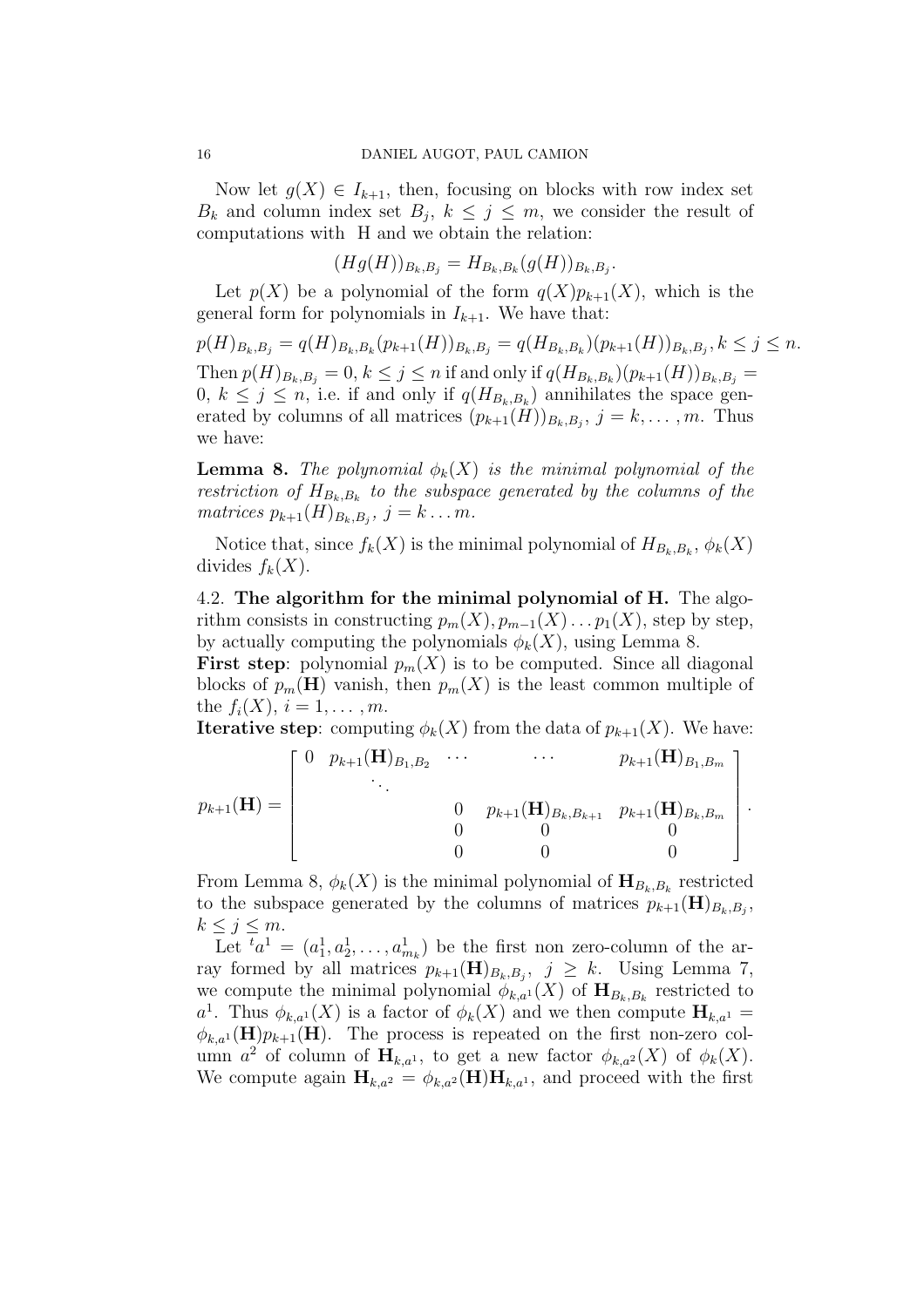Now let $g(X) \in I_{k+1}$, then, focusing on blocks with row index set $B_k$ and column index set $B_j$, $k \leq j \leq m$, we consider the result of computations with H and we obtain the relation:

$$(Hg(H))_{B_k,B_j} = H_{B_k,B_k}(g(H))_{B_k,B_j}.$$

Let $p(X)$ be a polynomial of the form $q(X)p_{k+1}(X)$, which is the general form for polynomials in $I_{k+1}$. We have that:

$$p(H)_{B_k,B_j} = q(H)_{B_k,B_k}(p_{k+1}(H))_{B_k,B_j} = q(H_{B_k,B_k})(p_{k+1}(H))_{B_k,B_j}, k \leq j \leq n.$$

Then $p(H)_{B_k,B_j} = 0$, $k \leq j \leq n$ if and only if $q(H_{B_k,B_k})(p_{k+1}(H))_{B_k,B_j} = 0$, $k \leq j \leq n$, i.e. if and only if $q(H_{B_k,B_k})$ annihilates the space generated by columns of all matrices $(p_{k+1}(H))_{B_k,B_j}$, $j = k, \dots, m$. Thus we have:

**Lemma 8.** *The polynomial $\phi_k(X)$ is the minimal polynomial of the restriction of $H_{B_k,B_k}$ to the subspace generated by the columns of the matrices $p_{k+1}(H)_{B_k,B_j}$, $j = k \dots m$.*

Notice that, since $f_k(X)$ is the minimal polynomial of $H_{B_k,B_k}$, $\phi_k(X)$ divides $f_k(X)$.

### 4.2. The algorithm for the minimal polynomial of H.

The algorithm consists in constructing $p_m(X), p_{m-1}(X) \dots p_1(X)$, step by step, by actually computing the polynomials $\phi_k(X)$, using Lemma 8.

**First step**: polynomial $p_m(X)$ is to be computed. Since all diagonal blocks of $p_m(\mathbf{H})$ vanish, then $p_m(X)$ is the least common multiple of the $f_i(X)$, $i = 1, \dots, m$.

**Iterative step**: computing $\phi_k(X)$ from the data of $p_{k+1}(X)$. We have:

$$p_{k+1}(\mathbf{H}) = \begin{bmatrix} 0 & p_{k+1}(\mathbf{H})_{B_1,B_2} & \cdots & \cdots & & p_{k+1}(\mathbf{H})_{B_1,B_m} \\ & \ddots & & & & \\ & & & 0 & p_{k+1}(\mathbf{H})_{B_k,B_{k+1}} & p_{k+1}(\mathbf{H})_{B_k,B_m} \\ & & & 0 & 0 & 0 \\ & & & 0 & 0 & 0 \end{bmatrix}.$$

From Lemma 8, $\phi_k(X)$ is the minimal polynomial of $\mathbf{H}_{B_k,B_k}$ restricted to the subspace generated by the columns of matrices $p_{k+1}(\mathbf{H})_{B_k,B_j}$, $k \leq j \leq m$.

Let ${}^t a^1 = (a_1^1, a_2^1, \dots, a_{m_k}^1)$ be the first non zero-column of the array formed by all matrices $p_{k+1}(\mathbf{H})_{B_k,B_j}$, $j \geq k$. Using Lemma 7, we compute the minimal polynomial $\phi_{k,a^1}(X)$ of $\mathbf{H}_{B_k,B_k}$ restricted to $a^1$. Thus $\phi_{k,a^1}(X)$ is a factor of $\phi_k(X)$ and we then compute $\mathbf{H}_{k,a^1} = \phi_{k,a^1}(\mathbf{H})p_{k+1}(\mathbf{H})$. The process is repeated on the first non-zero column $a^2$ of column of $\mathbf{H}_{k,a^1}$, to get a new factor $\phi_{k,a^2}(X)$ of $\phi_k(X)$. We compute again $\mathbf{H}_{k,a^2} = \phi_{k,a^2}(\mathbf{H})\mathbf{H}_{k,a^1}$, and proceed with the first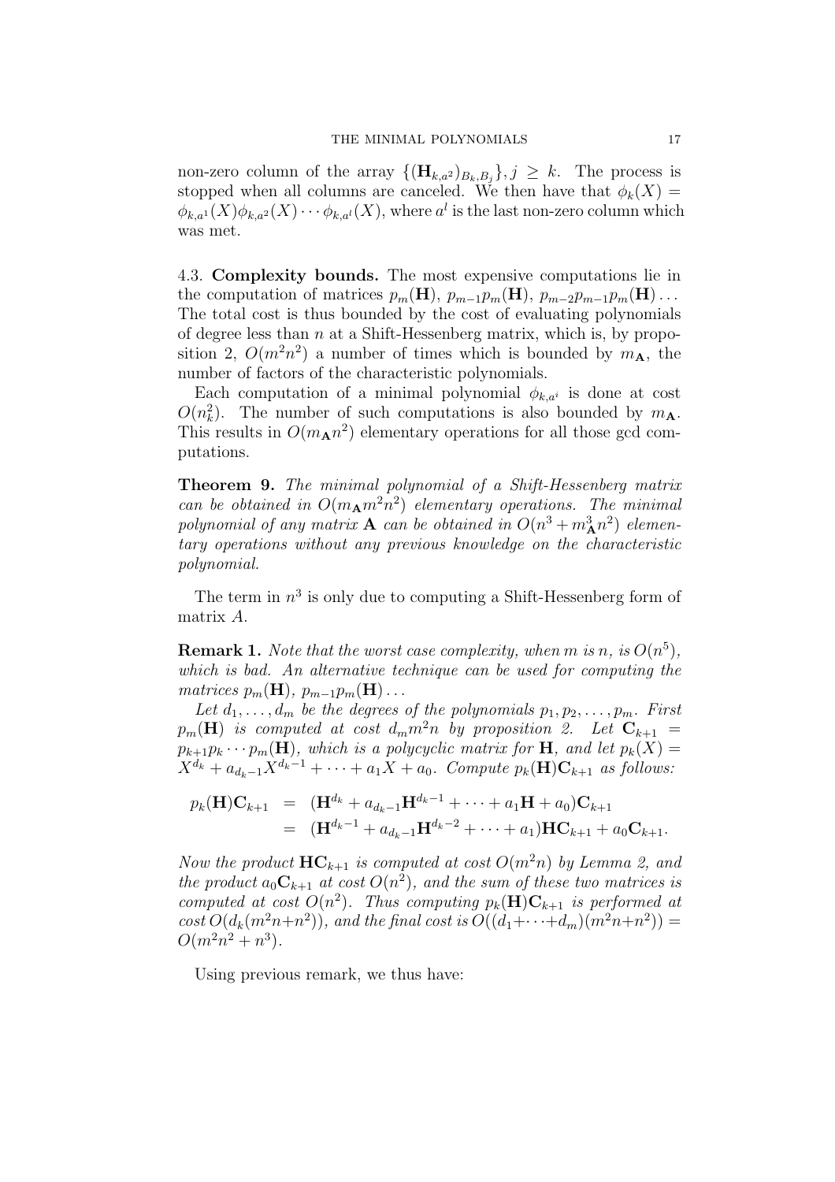non-zero column of the array $\{(\mathbf{H}_{k,a^2})_{B_k,B_j}\}, j \geq k$. The process is stopped when all columns are canceled. We then have that $\phi_k(X) = \phi_{k,a^1}(X)\phi_{k,a^2}(X)\cdots\phi_{k,a^l}(X)$, where $a^l$ is the last non-zero column which was met.

### 4.3. **Complexity bounds.**

The most expensive computations lie in the computation of matrices $p_m(\mathbf{H})$, $p_{m-1}p_m(\mathbf{H})$, $p_{m-2}p_{m-1}p_m(\mathbf{H})\ldots$ The total cost is thus bounded by the cost of evaluating polynomials of degree less than $n$ at a Shift-Hessenberg matrix, which is, by proposition 2, $O(m^2n^2)$ a number of times which is bounded by $m_{\mathbf{A}}$, the number of factors of the characteristic polynomials.

Each computation of a minimal polynomial $\phi_{k,a^i}$ is done at cost $O(n_k^2)$. The number of such computations is also bounded by $m_{\mathbf{A}}$. This results in $O(m_{\mathbf{A}}n^2)$ elementary operations for all those gcd computations.

**Theorem 9.** *The minimal polynomial of a Shift-Hessenberg matrix can be obtained in $O(m_{\mathbf{A}}m^2n^2)$ elementary operations. The minimal polynomial of any matrix $\mathbf{A}$ can be obtained in $O(n^3 + m_{\mathbf{A}}^3 n^2)$ elementary operations without any previous knowledge on the characteristic polynomial.*

The term in $n^3$ is only due to computing a Shift-Hessenberg form of matrix $A$.

**Remark 1.** *Note that the worst case complexity, when $m$ is $n$, is $O(n^5)$, which is bad. An alternative technique can be used for computing the matrices $p_m(\mathbf{H})$, $p_{m-1}p_m(\mathbf{H})\ldots$*

*Let $d_1, \ldots, d_m$ be the degrees of the polynomials $p_1, p_2, \ldots, p_m$. First $p_m(\mathbf{H})$ is computed at cost $d_m m^2 n$ by proposition 2. Let $\mathbf{C}_{k+1} = p_{k+1}p_k\cdots p_m(\mathbf{H})$, which is a polycyclic matrix for $\mathbf{H}$, and let $p_k(X) = X^{d_k} + a_{d_k-1}X^{d_k-1} + \cdots + a_1X + a_0$. Compute $p_k(\mathbf{H})\mathbf{C}_{k+1}$ as follows:*

$$
\begin{aligned}
p_k(\mathbf{H})\mathbf{C}_{k+1} &= (\mathbf{H}^{d_k} + a_{d_k-1}\mathbf{H}^{d_k-1} + \cdots + a_1\mathbf{H} + a_0)\mathbf{C}_{k+1} \\
&= (\mathbf{H}^{d_k-1} + a_{d_k-1}\mathbf{H}^{d_k-2} + \cdots + a_1)\mathbf{H}\mathbf{C}_{k+1} + a_0\mathbf{C}_{k+1}.
\end{aligned}
$$

*Now the product $\mathbf{H}\mathbf{C}_{k+1}$ is computed at cost $O(m^2n)$ by Lemma 2, and the product $a_0\mathbf{C}_{k+1}$ at cost $O(n^2)$, and the sum of these two matrices is computed at cost $O(n^2)$. Thus computing $p_k(\mathbf{H})\mathbf{C}_{k+1}$ is performed at cost $O(d_k(m^2n+n^2))$, and the final cost is $O((d_1+\cdots+d_m)(m^2n+n^2)) = O(m^2n^2 + n^3)$.*

Using previous remark, we thus have: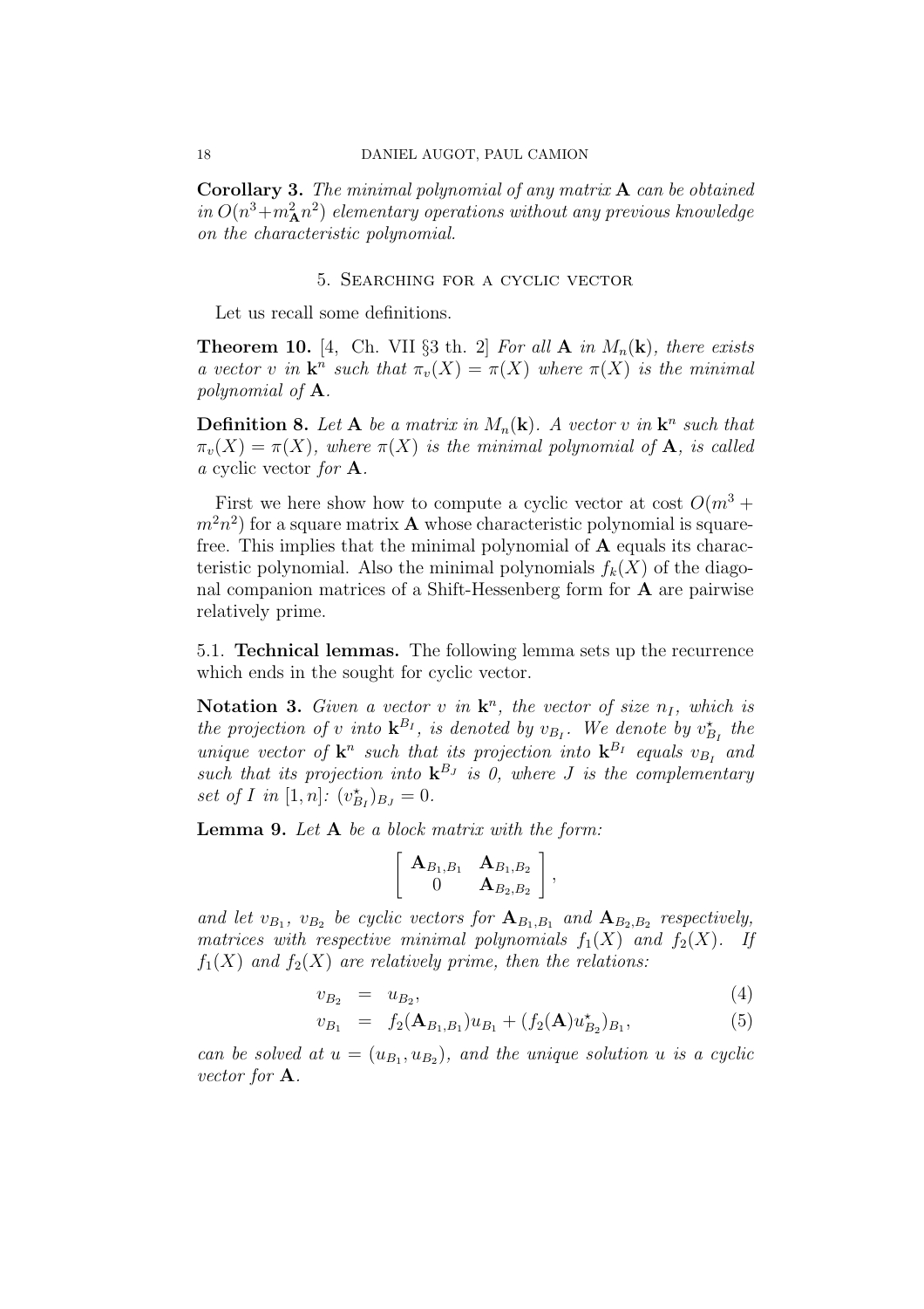**Corollary 3.** *The minimal polynomial of any matrix $\mathbf{A}$ can be obtained in $O(n^3+m_{\mathbf{A}}^2 n^2)$ elementary operations without any previous knowledge on the characteristic polynomial.*

## 5. Searching for a cyclic vector

Let us recall some definitions.

**Theorem 10.** [4, Ch. VII §3 th. 2] *For all $\mathbf{A}$ in $M_n(\mathbf{k})$, there exists a vector $v$ in $\mathbf{k}^n$ such that $\pi_v(X) = \pi(X)$ where $\pi(X)$ is the minimal polynomial of $\mathbf{A}$.*

**Definition 8.** *Let $\mathbf{A}$ be a matrix in $M_n(\mathbf{k})$. A vector $v$ in $\mathbf{k}^n$ such that $\pi_v(X) = \pi(X)$, where $\pi(X)$ is the minimal polynomial of $\mathbf{A}$, is called a* cyclic vector *for $\mathbf{A}$.*

First we here show how to compute a cyclic vector at cost $O(m^3 + m^2n^2)$ for a square matrix $\mathbf{A}$ whose characteristic polynomial is squarefree. This implies that the minimal polynomial of $\mathbf{A}$ equals its characteristic polynomial. Also the minimal polynomials $f_k(X)$ of the diagonal companion matrices of a Shift-Hessenberg form for $\mathbf{A}$ are pairwise relatively prime.

### 5.1. Technical lemmas.

The following lemma sets up the recurrence which ends in the sought for cyclic vector.

**Notation 3.** *Given a vector $v$ in $\mathbf{k}^n$, the vector of size $n_I$, which is the projection of $v$ into $\mathbf{k}^{B_I}$, is denoted by $v_{B_I}$. We denote by $v^\star_{B_I}$ the unique vector of $\mathbf{k}^n$ such that its projection into $\mathbf{k}^{B_I}$ equals $v_{B_I}$ and such that its projection into $\mathbf{k}^{B_J}$ is 0, where $J$ is the complementary set of $I$ in $[1,n]$: $(v^\star_{B_I})_{B_J} = 0$.*

**Lemma 9.** *Let $\mathbf{A}$ be a block matrix with the form:*

$$\begin{bmatrix} \mathbf{A}_{B_1,B_1} & \mathbf{A}_{B_1,B_2} \\ 0 & \mathbf{A}_{B_2,B_2} \end{bmatrix},$$

*and let $v_{B_1}$, $v_{B_2}$ be cyclic vectors for $\mathbf{A}_{B_1,B_1}$ and $\mathbf{A}_{B_2,B_2}$ respectively, matrices with respective minimal polynomials $f_1(X)$ and $f_2(X)$. If $f_1(X)$ and $f_2(X)$ are relatively prime, then the relations:*

$$v_{B_2} = u_{B_2}, \tag{4}$$

$$v_{B_1} = f_2(\mathbf{A}_{B_1,B_1})u_{B_1} + (f_2(\mathbf{A})u^\star_{B_2})_{B_1}, \tag{5}$$

*can be solved at $u = (u_{B_1}, u_{B_2})$, and the unique solution $u$ is a cyclic vector for $\mathbf{A}$.*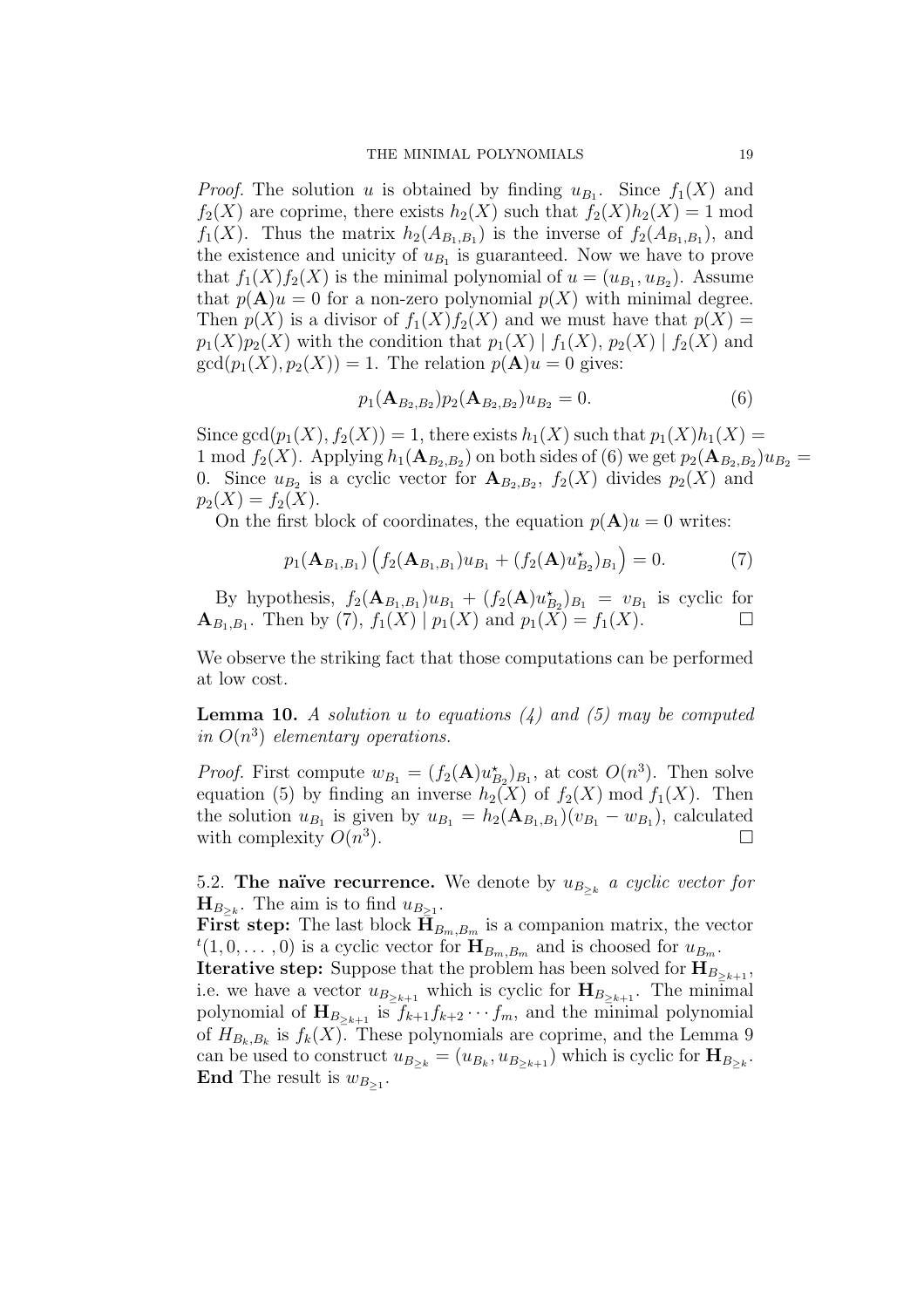*Proof.* The solution $u$ is obtained by finding $u_{B_1}$. Since $f_1(X)$ and $f_2(X)$ are coprime, there exists $h_2(X)$ such that $f_2(X)h_2(X) = 1 \bmod f_1(X)$. Thus the matrix $h_2(A_{B_1,B_1})$ is the inverse of $f_2(A_{B_1,B_1})$, and the existence and unicity of $u_{B_1}$ is guaranteed. Now we have to prove that $f_1(X)f_2(X)$ is the minimal polynomial of $u = (u_{B_1}, u_{B_2})$. Assume that $p(\mathbf{A})u = 0$ for a non-zero polynomial $p(X)$ with minimal degree. Then $p(X)$ is a divisor of $f_1(X)f_2(X)$ and we must have that $p(X) = p_1(X)p_2(X)$ with the condition that $p_1(X) \mid f_1(X)$, $p_2(X) \mid f_2(X)$ and $\gcd(p_1(X), p_2(X)) = 1$. The relation $p(\mathbf{A})u = 0$ gives:

$$p_1(\mathbf{A}_{B_2,B_2})p_2(\mathbf{A}_{B_2,B_2})u_{B_2} = 0. \tag{6}$$

Since $\gcd(p_1(X), f_2(X)) = 1$, there exists $h_1(X)$ such that $p_1(X)h_1(X) = 1 \bmod f_2(X)$. Applying $h_1(\mathbf{A}_{B_2,B_2})$ on both sides of (6) we get $p_2(\mathbf{A}_{B_2,B_2})u_{B_2} = 0$. Since $u_{B_2}$ is a cyclic vector for $\mathbf{A}_{B_2,B_2}$, $f_2(X)$ divides $p_2(X)$ and $p_2(X) = f_2(X)$.

On the first block of coordinates, the equation $p(\mathbf{A})u = 0$ writes:

$$p_1(\mathbf{A}_{B_1,B_1})\left(f_2(\mathbf{A}_{B_1,B_1})u_{B_1} + (f_2(\mathbf{A})u^{\star}_{B_2})_{B_1}\right) = 0. \tag{7}$$

By hypothesis, $f_2(\mathbf{A}_{B_1,B_1})u_{B_1} + (f_2(\mathbf{A})u^{\star}_{B_2})_{B_1} = v_{B_1}$ is cyclic for $\mathbf{A}_{B_1,B_1}$. Then by (7), $f_1(X) \mid p_1(X)$ and $p_1(X) = f_1(X)$. $\square$

We observe the striking fact that those computations can be performed at low cost.

**Lemma 10.** *A solution $u$ to equations (4) and (5) may be computed in $O(n^3)$ elementary operations.*

*Proof.* First compute $w_{B_1} = (f_2(\mathbf{A})u^{\star}_{B_2})_{B_1}$, at cost $O(n^3)$. Then solve equation (5) by finding an inverse $h_2(X)$ of $f_2(X) \bmod f_1(X)$. Then the solution $u_{B_1}$ is given by $u_{B_1} = h_2(\mathbf{A}_{B_1,B_1})(v_{B_1} - w_{B_1})$, calculated with complexity $O(n^3)$. $\square$

5.2. **The naïve recurrence.** We denote by $u_{B_{\geq k}}$ *a cyclic vector for* $\mathbf{H}_{B_{\geq k}}$. The aim is to find $u_{B_{\geq 1}}$.

**First step:** The last block $\mathbf{H}_{B_m,B_m}$ is a companion matrix, the vector ${}^t(1, 0, \ldots, 0)$ is a cyclic vector for $\mathbf{H}_{B_m,B_m}$ and is choosed for $u_{B_m}$.

**Iterative step:** Suppose that the problem has been solved for $\mathbf{H}_{B_{\geq k+1}}$, i.e. we have a vector $u_{B_{\geq k+1}}$ which is cyclic for $\mathbf{H}_{B_{\geq k+1}}$. The minimal polynomial of $\mathbf{H}_{B_{\geq k+1}}$ is $f_{k+1}f_{k+2}\cdots f_m$, and the minimal polynomial of $H_{B_k,B_k}$ is $f_k(X)$. These polynomials are coprime, and the Lemma 9 can be used to construct $u_{B_{\geq k}} = (u_{B_k}, u_{B_{\geq k+1}})$ which is cyclic for $\mathbf{H}_{B_{\geq k}}$.

**End** The result is $w_{B_{\geq 1}}$.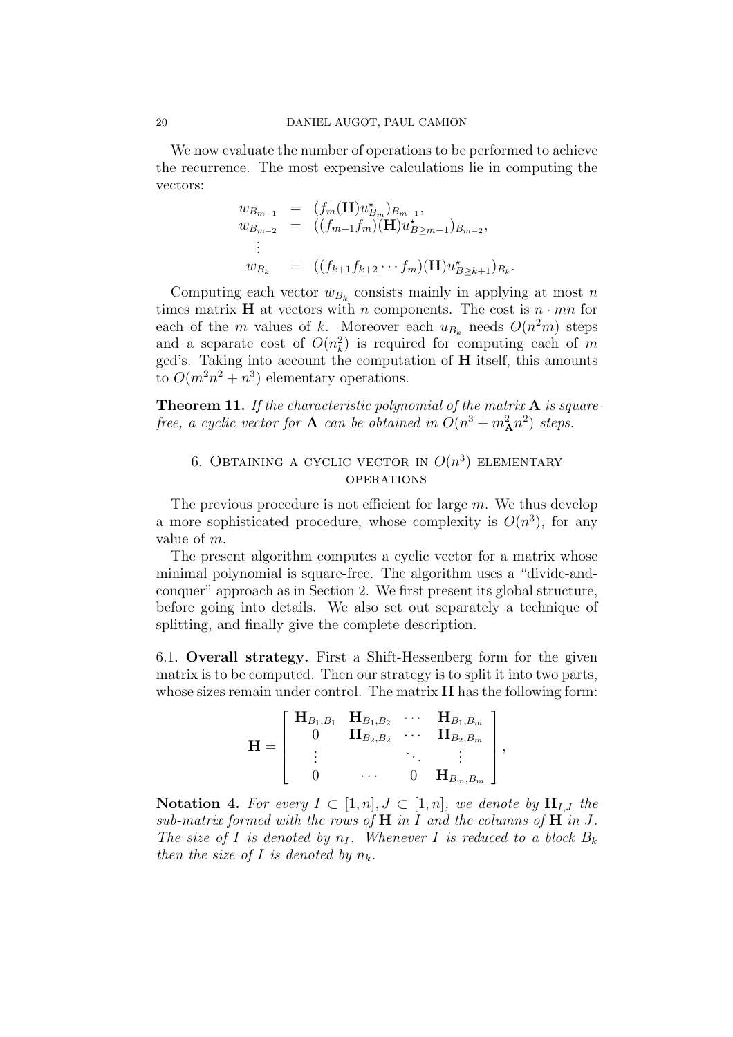We now evaluate the number of operations to be performed to achieve the recurrence. The most expensive calculations lie in computing the vectors:

$$
\begin{array}{rcl}
w_{B_{m-1}} & = & (f_m(\mathbf{H})u^\star_{B_m})_{B_{m-1}}, \\
w_{B_{m-2}} & = & ((f_{m-1}f_m)(\mathbf{H})u^\star_{B\geq m-1})_{B_{m-2}}, \\
\vdots & & \\
w_{B_k} & = & ((f_{k+1}f_{k+2}\cdots f_m)(\mathbf{H})u^\star_{B\geq k+1})_{B_k}.
\end{array}
$$

Computing each vector $w_{B_k}$ consists mainly in applying at most $n$ times matrix $\mathbf{H}$ at vectors with $n$ components. The cost is $n \cdot mn$ for each of the $m$ values of $k$. Moreover each $u_{B_k}$ needs $O(n^2m)$ steps and a separate cost of $O(n_k^2)$ is required for computing each of $m$ gcd's. Taking into account the computation of $\mathbf{H}$ itself, this amounts to $O(m^2n^2 + n^3)$ elementary operations.

**Theorem 11.** *If the characteristic polynomial of the matrix $\mathbf{A}$ is square-free, a cyclic vector for $\mathbf{A}$ can be obtained in $O(n^3 + m_{\mathbf{A}}^2 n^2)$ steps.*

## 6. Obtaining a cyclic vector in $O(n^3)$ elementary operations

The previous procedure is not efficient for large $m$. We thus develop a more sophisticated procedure, whose complexity is $O(n^3)$, for any value of $m$.

The present algorithm computes a cyclic vector for a matrix whose minimal polynomial is square-free. The algorithm uses a "divide-and-conquer" approach as in Section 2. We first present its global structure, before going into details. We also set out separately a technique of splitting, and finally give the complete description.

### 6.1. Overall strategy.

First a Shift-Hessenberg form for the given matrix is to be computed. Then our strategy is to split it into two parts, whose sizes remain under control. The matrix $\mathbf{H}$ has the following form:

$$
\mathbf{H} = \begin{bmatrix}
\mathbf{H}_{B_1,B_1} & \mathbf{H}_{B_1,B_2} & \cdots & \mathbf{H}_{B_1,B_m} \\
0 & \mathbf{H}_{B_2,B_2} & \cdots & \mathbf{H}_{B_2,B_m} \\
\vdots & & \ddots & \vdots \\
0 & \cdots & 0 & \mathbf{H}_{B_m,B_m}
\end{bmatrix},
$$

**Notation 4.** *For every $I \subset [1,n]$, $J \subset [1,n]$, we denote by $\mathbf{H}_{I,J}$ the sub-matrix formed with the rows of $\mathbf{H}$ in $I$ and the columns of $\mathbf{H}$ in $J$. The size of $I$ is denoted by $n_I$. Whenever $I$ is reduced to a block $B_k$ then the size of $I$ is denoted by $n_k$.*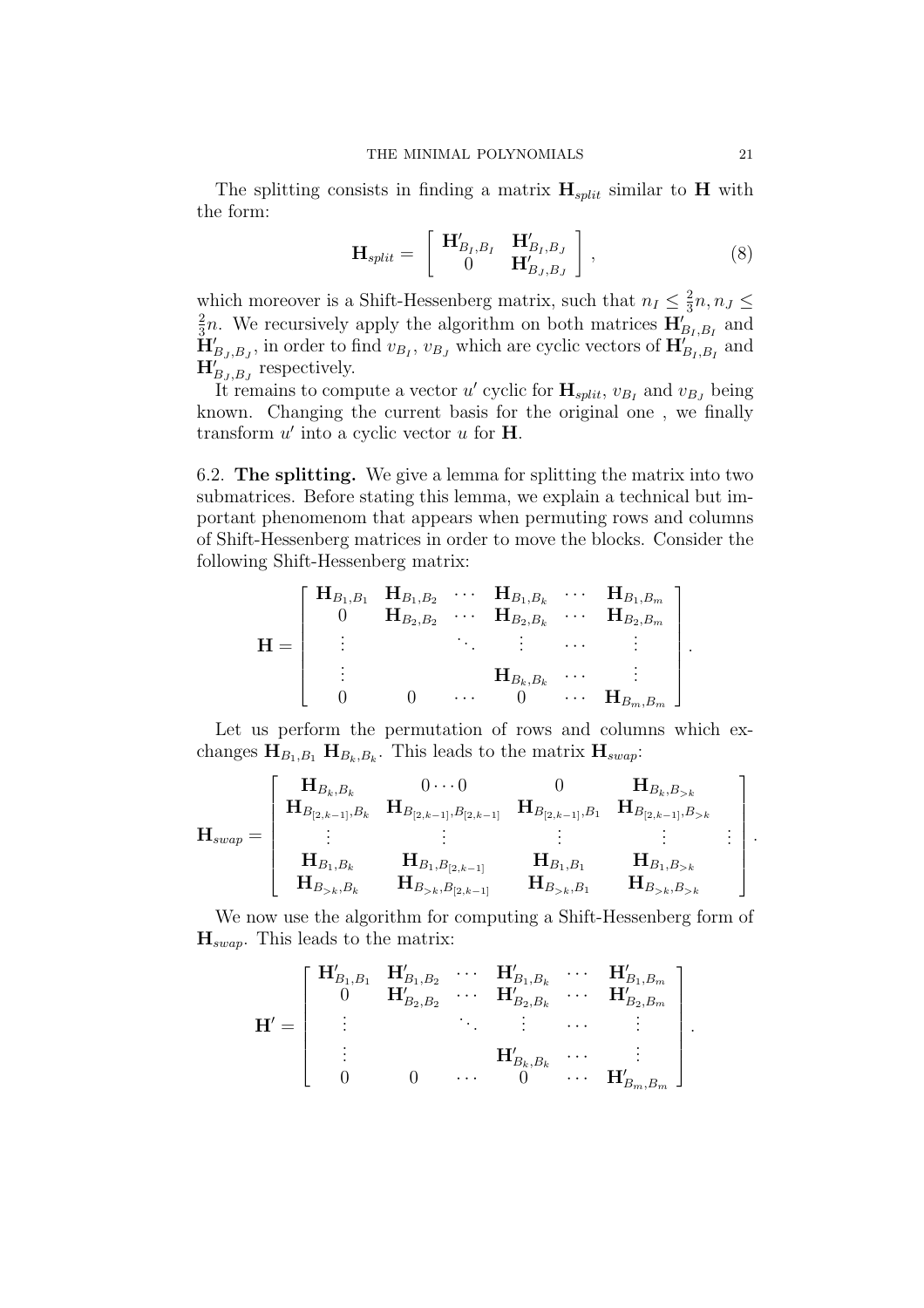The splitting consists in finding a matrix $\mathbf{H}_{split}$ similar to $\mathbf{H}$ with the form:

$$\mathbf{H}_{split} = \left[ \begin{array}{cc} \mathbf{H}'_{B_I,B_I} & \mathbf{H}'_{B_I,B_J} \\ 0 & \mathbf{H}'_{B_J,B_J} \end{array} \right], \tag{8}$$

which moreover is a Shift-Hessenberg matrix, such that $n_I \leq \frac{2}{3}n, n_J \leq \frac{2}{3}n$. We recursively apply the algorithm on both matrices $\mathbf{H}'_{B_I,B_I}$ and $\mathbf{H}'_{B_J,B_J}$, in order to find $v_{B_I}$, $v_{B_J}$ which are cyclic vectors of $\mathbf{H}'_{B_I,B_I}$ and $\mathbf{H}'_{B_J,B_J}$ respectively.

It remains to compute a vector $u'$ cyclic for $\mathbf{H}_{split}$, $v_{B_I}$ and $v_{B_J}$ being known. Changing the current basis for the original one , we finally transform $u'$ into a cyclic vector $u$ for $\mathbf{H}$.

6.2. **The splitting.** We give a lemma for splitting the matrix into two submatrices. Before stating this lemma, we explain a technical but important phenomenom that appears when permuting rows and columns of Shift-Hessenberg matrices in order to move the blocks. Consider the following Shift-Hessenberg matrix:

$$\mathbf{H} = \left[ \begin{array}{cccccc} \mathbf{H}_{B_1,B_1} & \mathbf{H}_{B_1,B_2} & \cdots & \mathbf{H}_{B_1,B_k} & \cdots & \mathbf{H}_{B_1,B_m} \\ 0 & \mathbf{H}_{B_2,B_2} & \cdots & \mathbf{H}_{B_2,B_k} & \cdots & \mathbf{H}_{B_2,B_m} \\ \vdots & & \ddots & \vdots & \cdots & \vdots \\ \vdots & & & \mathbf{H}_{B_k,B_k} & \cdots & \vdots \\ 0 & 0 & \cdots & 0 & \cdots & \mathbf{H}_{B_m,B_m} \end{array} \right].$$

Let us perform the permutation of rows and columns which exchanges $\mathbf{H}_{B_1,B_1}$ $\mathbf{H}_{B_k,B_k}$. This leads to the matrix $\mathbf{H}_{swap}$:

$$\mathbf{H}_{swap} = \left[ \begin{array}{ccccc} \mathbf{H}_{B_k,B_k} & 0 \cdots 0 & 0 & \mathbf{H}_{B_k,B_{>k}} & \\ \mathbf{H}_{B_{[2,k-1]},B_k} & \mathbf{H}_{B_{[2,k-1]},B_{[2,k-1]}} & \mathbf{H}_{B_{[2,k-1]},B_1} & \mathbf{H}_{B_{[2,k-1]},B_{>k}} & \\ \vdots & \vdots & \vdots & \vdots & \vdots \\ \mathbf{H}_{B_1,B_k} & \mathbf{H}_{B_1,B_{[2,k-1]}} & \mathbf{H}_{B_1,B_1} & \mathbf{H}_{B_1,B_{>k}} & \\ \mathbf{H}_{B_{>k},B_k} & \mathbf{H}_{B_{>k},B_{[2,k-1]}} & \mathbf{H}_{B_{>k},B_1} & \mathbf{H}_{B_{>k},B_{>k}} & \end{array} \right].$$

We now use the algorithm for computing a Shift-Hessenberg form of $\mathbf{H}_{swap}$. This leads to the matrix:

$$\mathbf{H}' = \left[ \begin{array}{cccccc} \mathbf{H}'_{B_1,B_1} & \mathbf{H}'_{B_1,B_2} & \cdots & \mathbf{H}'_{B_1,B_k} & \cdots & \mathbf{H}'_{B_1,B_m} \\ 0 & \mathbf{H}'_{B_2,B_2} & \cdots & \mathbf{H}'_{B_2,B_k} & \cdots & \mathbf{H}'_{B_2,B_m} \\ \vdots & & \ddots & \vdots & \cdots & \vdots \\ \vdots & & & \mathbf{H}'_{B_k,B_k} & \cdots & \vdots \\ 0 & 0 & \cdots & 0 & \cdots & \mathbf{H}'_{B_m,B_m} \end{array} \right].$$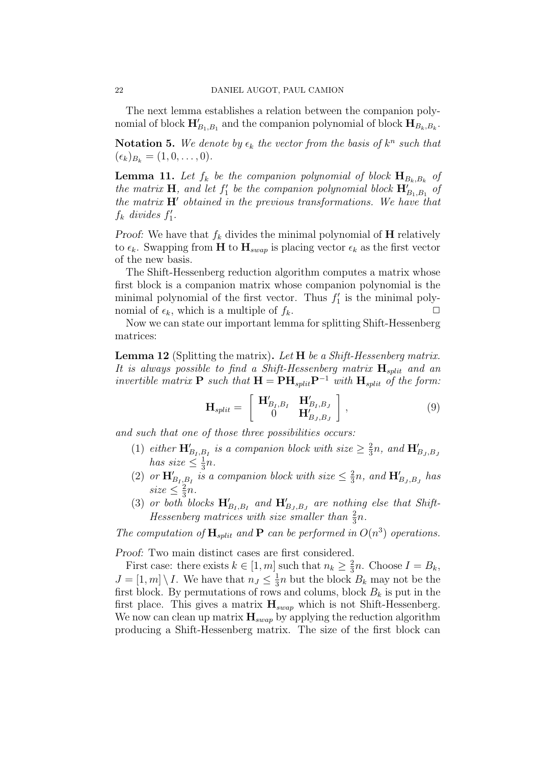The next lemma establishes a relation between the companion polynomial of block $\mathbf{H}'_{B_1,B_1}$ and the companion polynomial of block $\mathbf{H}_{B_k,B_k}$.

**Notation 5.** *We denote by $\epsilon_k$ the vector from the basis of $k^n$ such that $(\epsilon_k)_{B_k} = (1, 0, \ldots, 0)$.*

**Lemma 11.** *Let $f_k$ be the companion polynomial of block $\mathbf{H}_{B_k,B_k}$ of the matrix $\mathbf{H}$, and let $f'_1$ be the companion polynomial block $\mathbf{H}'_{B_1,B_1}$ of the matrix $\mathbf{H}'$ obtained in the previous transformations. We have that $f_k$ divides $f'_1$.*

*Proof:* We have that $f_k$ divides the minimal polynomial of $\mathbf{H}$ relatively to $\epsilon_k$. Swapping from $\mathbf{H}$ to $\mathbf{H}_{swap}$ is placing vector $\epsilon_k$ as the first vector of the new basis.

The Shift-Hessenberg reduction algorithm computes a matrix whose first block is a companion matrix whose companion polynomial is the minimal polynomial of the first vector. Thus $f'_1$ is the minimal polynomial of $\epsilon_k$, which is a multiple of $f_k$. □

Now we can state our important lemma for splitting Shift-Hessenberg matrices:

**Lemma 12** (Splitting the matrix)**.** *Let $\mathbf{H}$ be a Shift-Hessenberg matrix. It is always possible to find a Shift-Hessenberg matrix $\mathbf{H}_{split}$ and an invertible matrix $\mathbf{P}$ such that $\mathbf{H} = \mathbf{P}\mathbf{H}_{split}\mathbf{P}^{-1}$ with $\mathbf{H}_{split}$ of the form:*

$$\mathbf{H}_{split} = \begin{bmatrix} \mathbf{H}'_{B_I,B_I} & \mathbf{H}'_{B_I,B_J} \\ 0 & \mathbf{H}'_{B_J,B_J} \end{bmatrix}, \tag{9}$$

*and such that one of those three possibilities occurs:*

1. *either $\mathbf{H}'_{B_I,B_I}$ is a companion block with size $\geq \frac{2}{3}n$, and $\mathbf{H}'_{B_J,B_J}$ has size $\leq \frac{1}{3}n$.*
2. *or $\mathbf{H}'_{B_I,B_I}$ is a companion block with size $\leq \frac{2}{3}n$, and $\mathbf{H}'_{B_J,B_J}$ has size $\leq \frac{2}{3}n$.*
3. *or both blocks $\mathbf{H}'_{B_I,B_I}$ and $\mathbf{H}'_{B_J,B_J}$ are nothing else that Shift-Hessenberg matrices with size smaller than $\frac{2}{3}n$.*

*The computation of $\mathbf{H}_{split}$ and $\mathbf{P}$ can be performed in $O(n^3)$ operations.*

*Proof:* Two main distinct cases are first considered.

First case: there exists $k \in [1, m]$ such that $n_k \geq \frac{2}{3}n$. Choose $I = B_k$, $J = [1, m] \setminus I$. We have that $n_J \leq \frac{1}{3}n$ but the block $B_k$ may not be the first block. By permutations of rows and colums, block $B_k$ is put in the first place. This gives a matrix $\mathbf{H}_{swap}$ which is not Shift-Hessenberg. We now can clean up matrix $\mathbf{H}_{swap}$ by applying the reduction algorithm producing a Shift-Hessenberg matrix. The size of the first block can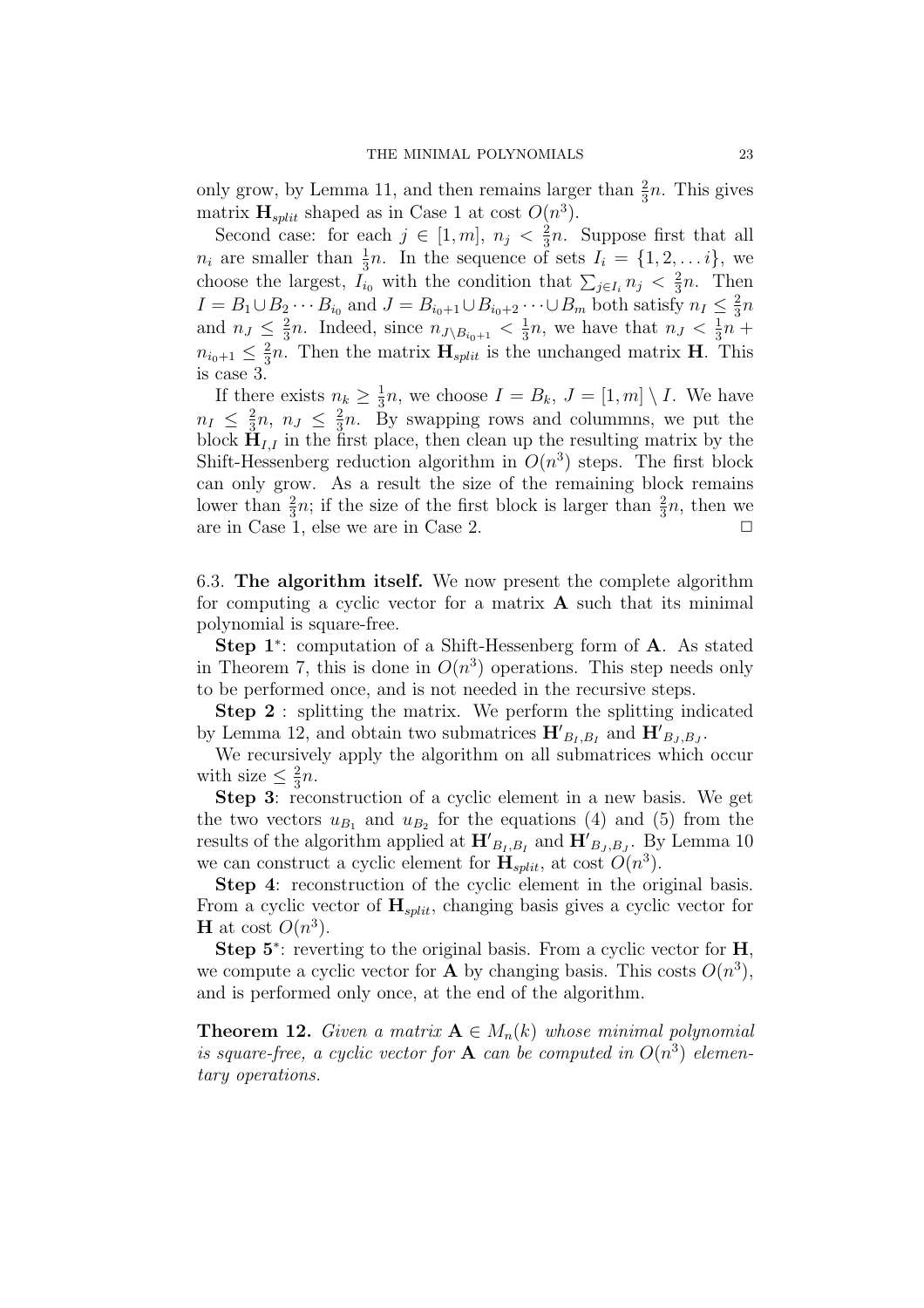only grow, by Lemma 11, and then remains larger than $\frac{2}{3}n$. This gives matrix $\mathbf{H}_{split}$ shaped as in Case 1 at cost $O(n^3)$.

Second case: for each $j \in [1, m]$, $n_j < \frac{2}{3}n$. Suppose first that all $n_i$ are smaller than $\frac{1}{3}n$. In the sequence of sets $I_i = \{1, 2, \dots i\}$, we choose the largest, $I_{i_0}$ with the condition that $\sum_{j \in I_i} n_j < \frac{2}{3}n$. Then $I = B_1 \cup B_2 \cdots B_{i_0}$ and $J = B_{i_0+1} \cup B_{i_0+2} \cdots \cup B_m$ both satisfy $n_I \leq \frac{2}{3}n$ and $n_J \leq \frac{2}{3}n$. Indeed, since $n_{J \setminus B_{i_0+1}} < \frac{1}{3}n$, we have that $n_J < \frac{1}{3}n + n_{i_0+1} \leq \frac{2}{3}n$. Then the matrix $\mathbf{H}_{split}$ is the unchanged matrix $\mathbf{H}$. This is case 3.

If there exists $n_k \geq \frac{1}{3}n$, we choose $I = B_k$, $J = [1, m] \setminus I$. We have $n_I \leq \frac{2}{3}n$, $n_J \leq \frac{2}{3}n$. By swapping rows and colummns, we put the block $\mathbf{H}_{I,I}$ in the first place, then clean up the resulting matrix by the Shift-Hessenberg reduction algorithm in $O(n^3)$ steps. The first block can only grow. As a result the size of the remaining block remains lower than $\frac{2}{3}n$; if the size of the first block is larger than $\frac{2}{3}n$, then we are in Case 1, else we are in Case 2. □

6.3. **The algorithm itself.** We now present the complete algorithm for computing a cyclic vector for a matrix $\mathbf{A}$ such that its minimal polynomial is square-free.

**Step 1***: computation of a Shift-Hessenberg form of $\mathbf{A}$. As stated in Theorem 7, this is done in $O(n^3)$ operations. This step needs only to be performed once, and is not needed in the recursive steps.

**Step 2** : splitting the matrix. We perform the splitting indicated by Lemma 12, and obtain two submatrices $\mathbf{H}'_{B_I,B_I}$ and $\mathbf{H}'_{B_J,B_J}$.

We recursively apply the algorithm on all submatrices which occur with size $\leq \frac{2}{3}n$.

**Step 3**: reconstruction of a cyclic element in a new basis. We get the two vectors $u_{B_1}$ and $u_{B_2}$ for the equations (4) and (5) from the results of the algorithm applied at $\mathbf{H}'_{B_I,B_I}$ and $\mathbf{H}'_{B_J,B_J}$. By Lemma 10 we can construct a cyclic element for $\mathbf{H}_{split}$, at cost $O(n^3)$.

**Step 4**: reconstruction of the cyclic element in the original basis. From a cyclic vector of $\mathbf{H}_{split}$, changing basis gives a cyclic vector for $\mathbf{H}$ at cost $O(n^3)$.

**Step 5***: reverting to the original basis. From a cyclic vector for $\mathbf{H}$, we compute a cyclic vector for $\mathbf{A}$ by changing basis. This costs $O(n^3)$, and is performed only once, at the end of the algorithm.

**Theorem 12.** *Given a matrix $\mathbf{A} \in M_n(k)$ whose minimal polynomial is square-free, a cyclic vector for $\mathbf{A}$ can be computed in $O(n^3)$ elementary operations.*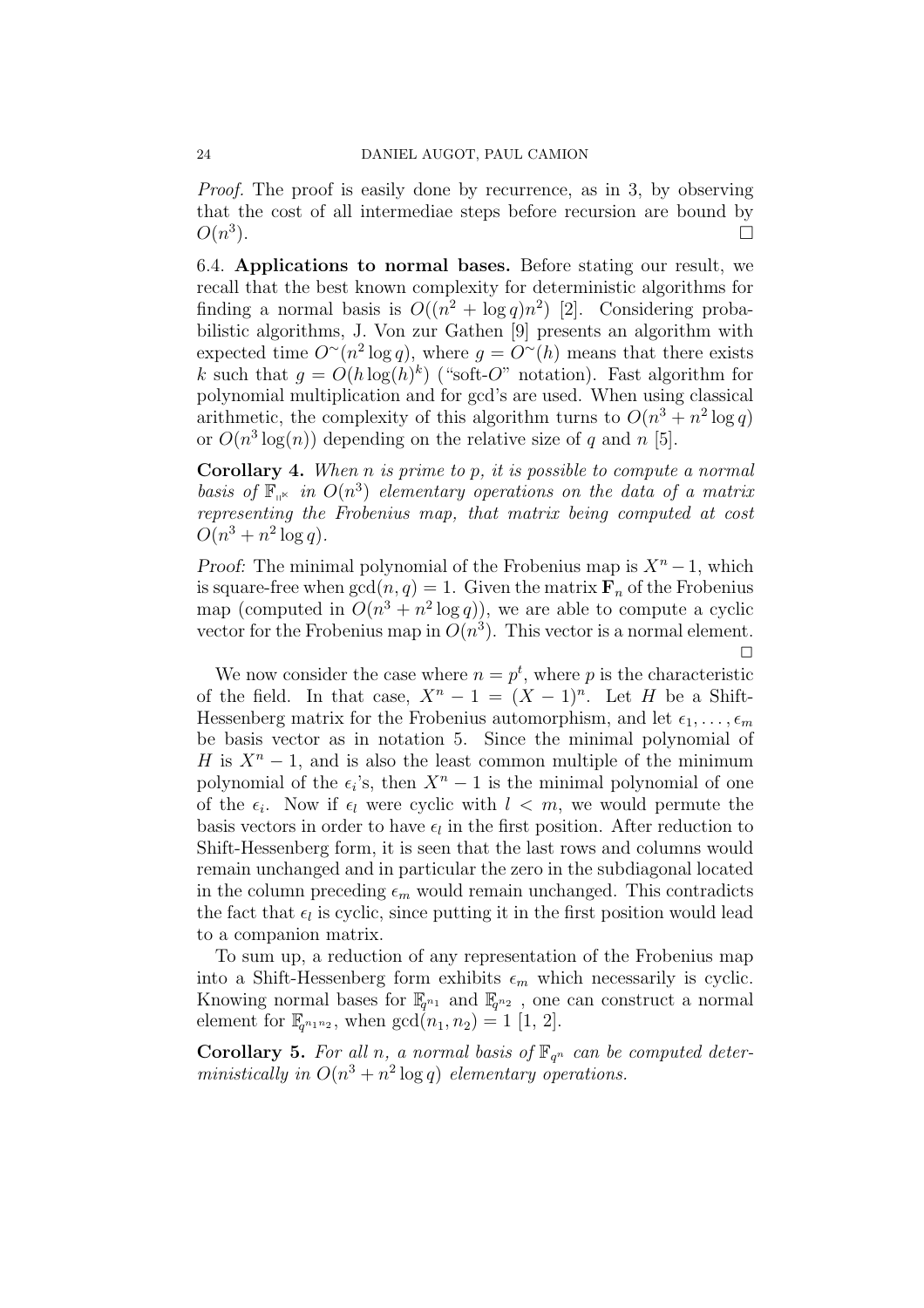*Proof.* The proof is easily done by recurrence, as in 3, by observing that the cost of all intermediae steps before recursion are bound by $O(n^3)$. $\square$

6.4. **Applications to normal bases.** Before stating our result, we recall that the best known complexity for deterministic algorithms for finding a normal basis is $O((n^2 + \log q)n^2)$ [2]. Considering probabilistic algorithms, J. Von zur Gathen [9] presents an algorithm with expected time $O^{\sim}(n^2 \log q)$, where $g = O^{\sim}(h)$ means that there exists $k$ such that $g = O(h \log(h)^k)$ ("soft-$O$" notation). Fast algorithm for polynomial multiplication and for gcd's are used. When using classical arithmetic, the complexity of this algorithm turns to $O(n^3 + n^2 \log q)$ or $O(n^3 \log(n))$ depending on the relative size of $q$ and $n$ [5].

**Corollary 4.** *When $n$ is prime to $p$, it is possible to compute a normal basis of $\mathbb{F}_{q^n}$ in $O(n^3)$ elementary operations on the data of a matrix representing the Frobenius map, that matrix being computed at cost $O(n^3 + n^2 \log q)$.*

*Proof*: The minimal polynomial of the Frobenius map is $X^n - 1$, which is square-free when $\gcd(n, q) = 1$. Given the matrix $\mathbf{F}_n$ of the Frobenius map (computed in $O(n^3 + n^2 \log q)$), we are able to compute a cyclic vector for the Frobenius map in $O(n^3)$. This vector is a normal element. $\square$

We now consider the case where $n = p^t$, where $p$ is the characteristic of the field. In that case, $X^n - 1 = (X - 1)^n$. Let $H$ be a Shift-Hessenberg matrix for the Frobenius automorphism, and let $\epsilon_1, \ldots, \epsilon_m$ be basis vector as in notation 5. Since the minimal polynomial of $H$ is $X^n - 1$, and is also the least common multiple of the minimum polynomial of the $\epsilon_i$'s, then $X^n - 1$ is the minimal polynomial of one of the $\epsilon_i$. Now if $\epsilon_l$ were cyclic with $l < m$, we would permute the basis vectors in order to have $\epsilon_l$ in the first position. After reduction to Shift-Hessenberg form, it is seen that the last rows and columns would remain unchanged and in particular the zero in the subdiagonal located in the column preceding $\epsilon_m$ would remain unchanged. This contradicts the fact that $\epsilon_l$ is cyclic, since putting it in the first position would lead to a companion matrix.

To sum up, a reduction of any representation of the Frobenius map into a Shift-Hessenberg form exhibits $\epsilon_m$ which necessarily is cyclic. Knowing normal bases for $\mathbb{F}_{q^{n_1}}$ and $\mathbb{F}_{q^{n_2}}$ , one can construct a normal element for $\mathbb{F}_{q^{n_1 n_2}}$, when $\gcd(n_1, n_2) = 1$ [1, 2].

**Corollary 5.** *For all $n$, a normal basis of $\mathbb{F}_{q^n}$ can be computed deterministically in $O(n^3 + n^2 \log q)$ elementary operations.*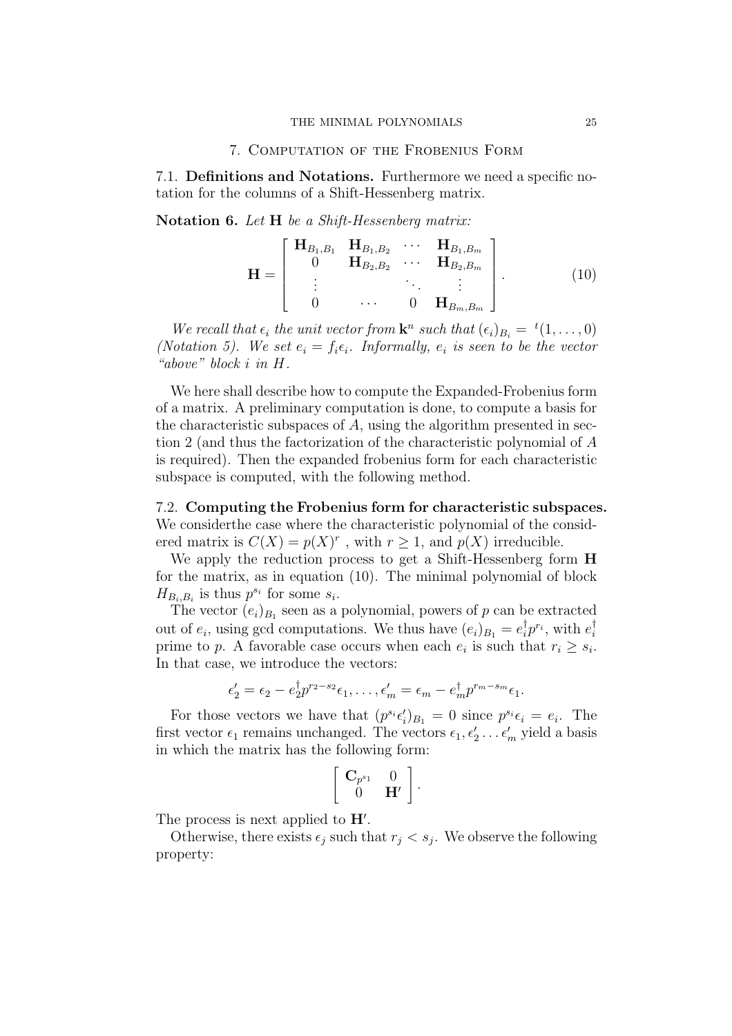## 7. Computation of the Frobenius Form

### 7.1. Definitions and Notations.

Furthermore we need a specific notation for the columns of a Shift-Hessenberg matrix.

**Notation 6.** *Let* $\mathbf{H}$ *be a Shift-Hessenberg matrix:*

$$\mathbf{H} = \begin{bmatrix} \mathbf{H}_{B_1,B_1} & \mathbf{H}_{B_1,B_2} & \cdots & \mathbf{H}_{B_1,B_m} \\ 0 & \mathbf{H}_{B_2,B_2} & \cdots & \mathbf{H}_{B_2,B_m} \\ \vdots & & \ddots & \vdots \\ 0 & \cdots & 0 & \mathbf{H}_{B_m,B_m} \end{bmatrix}. \tag{10}$$

*We recall that* $\epsilon_i$ *the unit vector from* $\mathbf{k}^n$ *such that* $(\epsilon_i)_{B_i} = {}^t(1, \ldots, 0)$ *(Notation 5). We set* $e_i = f_i \epsilon_i$*. Informally,* $e_i$ *is seen to be the vector "above" block* $i$ *in* $H$*.*

We here shall describe how to compute the Expanded-Frobenius form of a matrix. A preliminary computation is done, to compute a basis for the characteristic subspaces of $A$, using the algorithm presented in section 2 (and thus the factorization of the characteristic polynomial of $A$ is required). Then the expanded frobenius form for each characteristic subspace is computed, with the following method.

### 7.2. Computing the Frobenius form for characteristic subspaces.

We considerthe case where the characteristic polynomial of the considered matrix is $C(X) = p(X)^r$ , with $r \geq 1$, and $p(X)$ irreducible.

We apply the reduction process to get a Shift-Hessenberg form $\mathbf{H}$ for the matrix, as in equation (10). The minimal polynomial of block $H_{B_i,B_i}$ is thus $p^{s_i}$ for some $s_i$.

The vector $(e_i)_{B_1}$ seen as a polynomial, powers of $p$ can be extracted out of $e_i$, using gcd computations. We thus have $(e_i)_{B_1} = e_i^\dagger p^{r_i}$, with $e_i^\dagger$ prime to $p$. A favorable case occurs when each $e_i$ is such that $r_i \geq s_i$. In that case, we introduce the vectors:

$$\epsilon_2' = \epsilon_2 - e_2^\dagger p^{r_2 - s_2} \epsilon_1, \ldots, \epsilon_m' = \epsilon_m - e_m^\dagger p^{r_m - s_m} \epsilon_1.$$

For those vectors we have that $(p^{s_i} \epsilon_i')_{B_1} = 0$ since $p^{s_i} \epsilon_i = e_i$. The first vector $\epsilon_1$ remains unchanged. The vectors $\epsilon_1, \epsilon_2' \ldots \epsilon_m'$ yield a basis in which the matrix has the following form:

$$\begin{bmatrix} \mathbf{C}_{p^{s_1}} & 0 \\ 0 & \mathbf{H}' \end{bmatrix}.$$

The process is next applied to $\mathbf{H}'$.

Otherwise, there exists $\epsilon_j$ such that $r_j < s_j$. We observe the following property: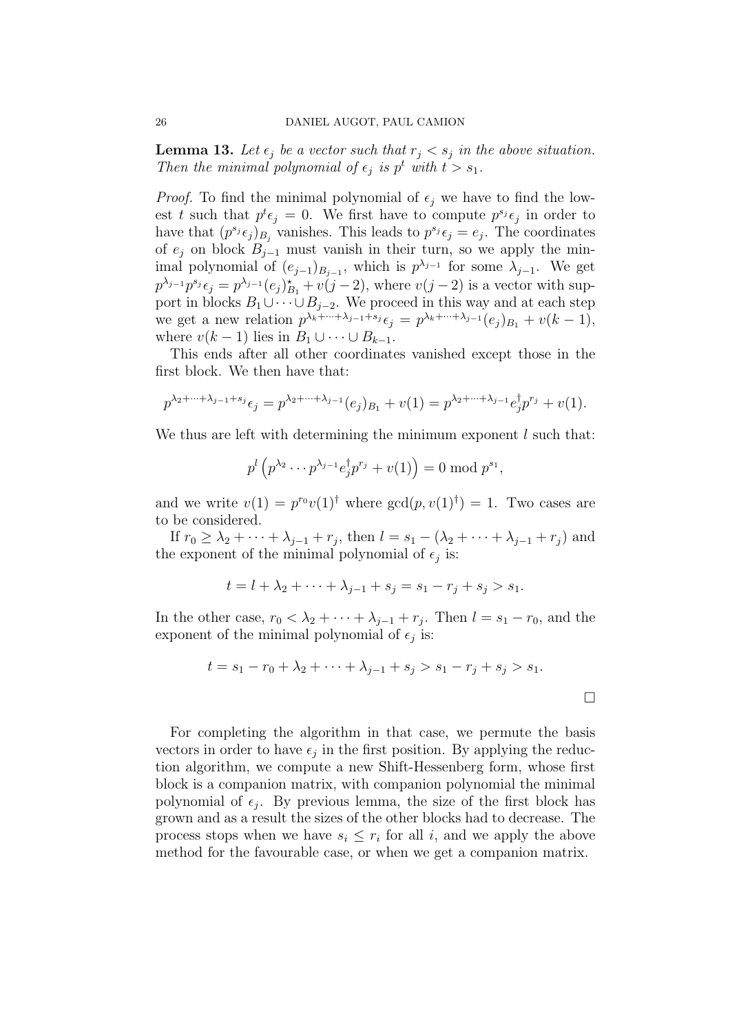**Lemma 13.** *Let $\epsilon_j$ be a vector such that $r_j < s_j$ in the above situation. Then the minimal polynomial of $\epsilon_j$ is $p^t$ with $t > s_1$.*

*Proof.* To find the minimal polynomial of $\epsilon_j$ we have to find the lowest $t$ such that $p^t \epsilon_j = 0$. We first have to compute $p^{s_j}\epsilon_j$ in order to have that $(p^{s_j}\epsilon_j)_{B_j}$ vanishes. This leads to $p^{s_j}\epsilon_j = e_j$. The coordinates of $e_j$ on block $B_{j-1}$ must vanish in their turn, so we apply the minimal polynomial of $(e_{j-1})_{B_{j-1}}$, which is $p^{\lambda_{j-1}}$ for some $\lambda_{j-1}$. We get $p^{\lambda_{j-1}}p^{s_j}\epsilon_j = p^{\lambda_{j-1}}(e_j)^{\star}_{B_1} + v(j-2)$, where $v(j-2)$ is a vector with support in blocks $B_1 \cup \cdots \cup B_{j-2}$. We proceed in this way and at each step we get a new relation $p^{\lambda_k + \cdots + \lambda_{j-1} + s_j}\epsilon_j = p^{\lambda_k + \cdots + \lambda_{j-1}}(e_j)_{B_1} + v(k-1)$, where $v(k-1)$ lies in $B_1 \cup \cdots \cup B_{k-1}$.

This ends after all other coordinates vanished except those in the first block. We then have that:

$$p^{\lambda_2 + \cdots + \lambda_{j-1} + s_j}\epsilon_j = p^{\lambda_2 + \cdots + \lambda_{j-1}}(e_j)_{B_1} + v(1) = p^{\lambda_2 + \cdots + \lambda_{j-1}} e_j^{\dagger} p^{r_j} + v(1).$$

We thus are left with determining the minimum exponent $l$ such that:

$$p^l \left( p^{\lambda_2} \cdots p^{\lambda_{j-1}} e_j^{\dagger} p^{r_j} + v(1) \right) = 0 \bmod p^{s_1},$$

and we write $v(1) = p^{r_0} v(1)^{\dagger}$ where $\gcd(p, v(1)^{\dagger}) = 1$. Two cases are to be considered.

If $r_0 \geq \lambda_2 + \cdots + \lambda_{j-1} + r_j$, then $l = s_1 - (\lambda_2 + \cdots + \lambda_{j-1} + r_j)$ and the exponent of the minimal polynomial of $\epsilon_j$ is:

$$t = l + \lambda_2 + \cdots + \lambda_{j-1} + s_j = s_1 - r_j + s_j > s_1.$$

In the other case, $r_0 < \lambda_2 + \cdots + \lambda_{j-1} + r_j$. Then $l = s_1 - r_0$, and the exponent of the minimal polynomial of $\epsilon_j$ is:

$$t = s_1 - r_0 + \lambda_2 + \cdots + \lambda_{j-1} + s_j > s_1 - r_j + s_j > s_1.$$

□

For completing the algorithm in that case, we permute the basis vectors in order to have $\epsilon_j$ in the first position. By applying the reduction algorithm, we compute a new Shift-Hessenberg form, whose first block is a companion matrix, with companion polynomial the minimal polynomial of $\epsilon_j$. By previous lemma, the size of the first block has grown and as a result the sizes of the other blocks had to decrease. The process stops when we have $s_i \leq r_i$ for all $i$, and we apply the above method for the favourable case, or when we get a companion matrix.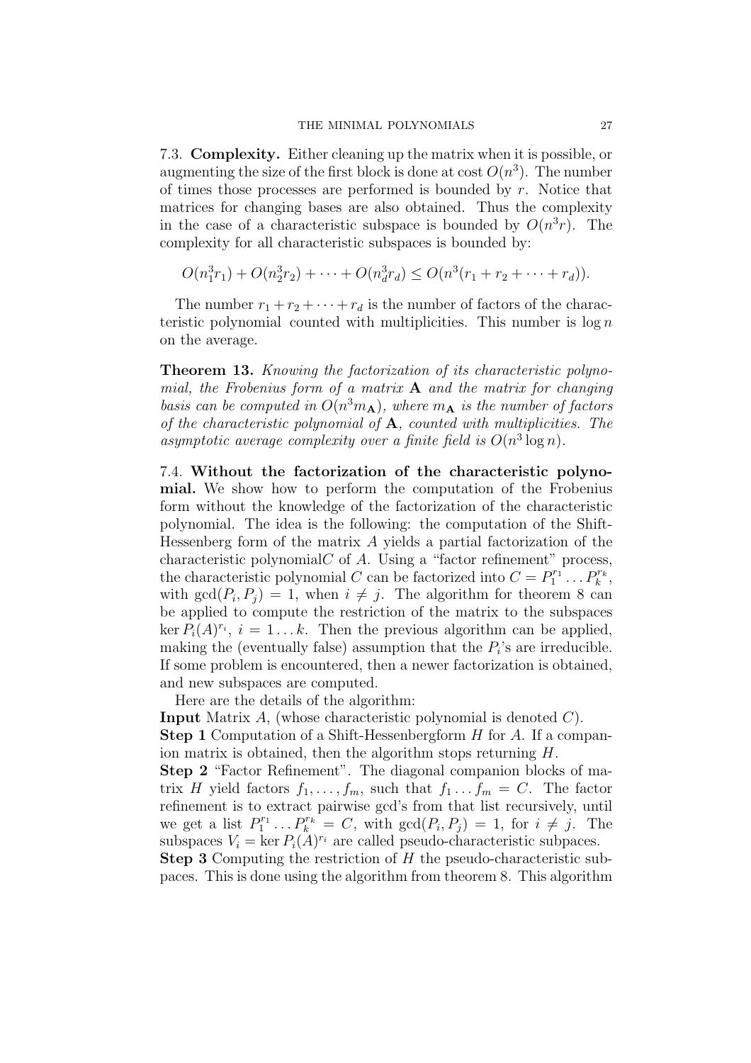7.3. **Complexity.** Either cleaning up the matrix when it is possible, or augmenting the size of the first block is done at cost $O(n^3)$. The number of times those processes are performed is bounded by $r$. Notice that matrices for changing bases are also obtained. Thus the complexity in the case of a characteristic subspace is bounded by $O(n^3 r)$. The complexity for all characteristic subspaces is bounded by:

$$O(n_1^3 r_1) + O(n_2^3 r_2) + \cdots + O(n_d^3 r_d) \leq O(n^3(r_1 + r_2 + \cdots + r_d)).$$

The number $r_1 + r_2 + \cdots + r_d$ is the number of factors of the characteristic polynomial counted with multiplicities. This number is $\log n$ on the average.

**Theorem 13.** *Knowing the factorization of its characteristic polynomial, the Frobenius form of a matrix* $\mathbf{A}$ *and the matrix for changing basis can be computed in* $O(n^3 m_{\mathbf{A}})$*, where* $m_{\mathbf{A}}$ *is the number of factors of the characteristic polynomial of* $\mathbf{A}$*, counted with multiplicities. The asymptotic average complexity over a finite field is* $O(n^3 \log n)$*.*

7.4. **Without the factorization of the characteristic polynomial.** We show how to perform the computation of the Frobenius form without the knowledge of the factorization of the characteristic polynomial. The idea is the following: the computation of the Shift-Hessenberg form of the matrix $A$ yields a partial factorization of the characteristic polynomial$C$ of $A$. Using a "factor refinement" process, the characteristic polynomial $C$ can be factorized into $C = P_1^{r_1} \dots P_k^{r_k}$, with $\gcd(P_i, P_j) = 1$, when $i \neq j$. The algorithm for theorem 8 can be applied to compute the restriction of the matrix to the subspaces $\ker P_i(A)^{r_i}$, $i = 1 \dots k$. Then the previous algorithm can be applied, making the (eventually false) assumption that the $P_i$'s are irreducible. If some problem is encountered, then a newer factorization is obtained, and new subspaces are computed.

Here are the details of the algorithm:

**Input** Matrix $A$, (whose characteristic polynomial is denoted $C$).

**Step 1** Computation of a Shift-Hessenbergform $H$ for $A$. If a companion matrix is obtained, then the algorithm stops returning $H$.

**Step 2** "Factor Refinement". The diagonal companion blocks of matrix $H$ yield factors $f_1, \dots, f_m$, such that $f_1 \dots f_m = C$. The factor refinement is to extract pairwise gcd's from that list recursively, until we get a list $P_1^{r_1} \dots P_k^{r_k} = C$, with $\gcd(P_i, P_j) = 1$, for $i \neq j$. The subspaces $V_i = \ker P_i(A)^{r_i}$ are called pseudo-characteristic subpaces.

**Step 3** Computing the restriction of $H$ the pseudo-characteristic subpaces. This is done using the algorithm from theorem 8. This algorithm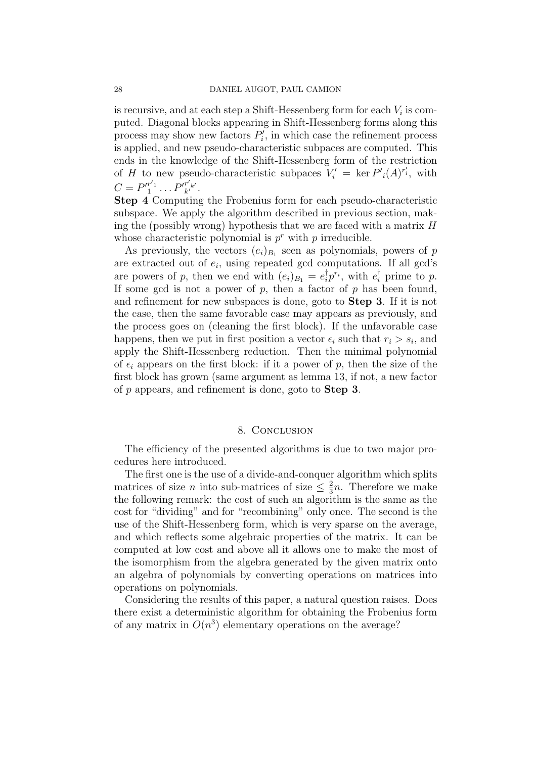is recursive, and at each step a Shift-Hessenberg form for each $V_i$ is computed. Diagonal blocks appearing in Shift-Hessenberg forms along this process may show new factors $P_i'$, in which case the refinement process is applied, and new pseudo-characteristic subpaces are computed. This ends in the knowledge of the Shift-Hessenberg form of the restriction of $H$ to new pseudo-characteristic subpaces $V_i' = \ker P'_i(A)^{r_i'}$, with $C = P'^{r'_1}_1 \dots P'^{r'_{k'}}_{k'}$.

**Step 4** Computing the Frobenius form for each pseudo-characteristic subspace. We apply the algorithm described in previous section, making the (possibly wrong) hypothesis that we are faced with a matrix $H$ whose characteristic polynomial is $p^r$ with $p$ irreducible.

As previously, the vectors $(e_i)_{B_1}$ seen as polynomials, powers of $p$ are extracted out of $e_i$, using repeated gcd computations. If all gcd's are powers of $p$, then we end with $(e_i)_{B_1} = e_i^\dagger p^{r_i}$, with $e_i^\dagger$ prime to $p$. If some gcd is not a power of $p$, then a factor of $p$ has been found, and refinement for new subspaces is done, goto to **Step 3**. If it is not the case, then the same favorable case may appears as previously, and the process goes on (cleaning the first block). If the unfavorable case happens, then we put in first position a vector $\epsilon_i$ such that $r_i > s_i$, and apply the Shift-Hessenberg reduction. Then the minimal polynomial of $\epsilon_i$ appears on the first block: if it a power of $p$, then the size of the first block has grown (same argument as lemma 13, if not, a new factor of $p$ appears, and refinement is done, goto to **Step 3**.

## 8. Conclusion

The efficiency of the presented algorithms is due to two major procedures here introduced.

The first one is the use of a divide-and-conquer algorithm which splits matrices of size $n$ into sub-matrices of size $\leq \frac{2}{3}n$. Therefore we make the following remark: the cost of such an algorithm is the same as the cost for "dividing" and for "recombining" only once. The second is the use of the Shift-Hessenberg form, which is very sparse on the average, and which reflects some algebraic properties of the matrix. It can be computed at low cost and above all it allows one to make the most of the isomorphism from the algebra generated by the given matrix onto an algebra of polynomials by converting operations on matrices into operations on polynomials.

Considering the results of this paper, a natural question raises. Does there exist a deterministic algorithm for obtaining the Frobenius form of any matrix in $O(n^3)$ elementary operations on the average?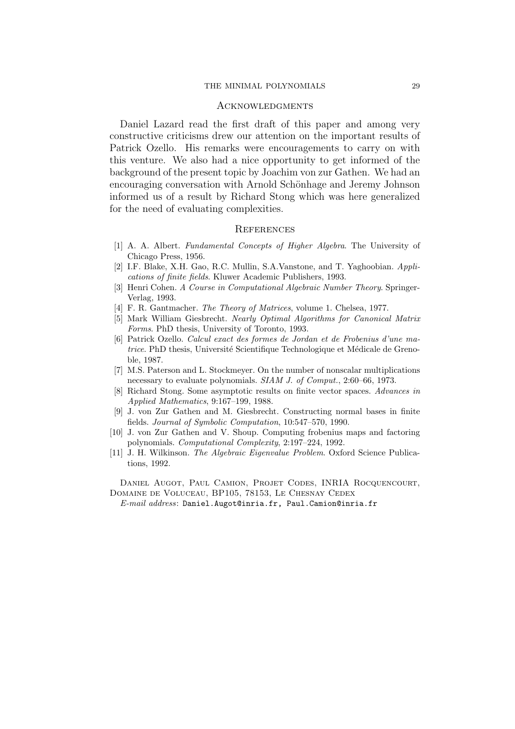## Acknowledgments

Daniel Lazard read the first draft of this paper and among very constructive criticisms drew our attention on the important results of Patrick Ozello. His remarks were encouragements to carry on with this venture. We also had a nice opportunity to get informed of the background of the present topic by Joachim von zur Gathen. We had an encouraging conversation with Arnold Schönhage and Jeremy Johnson informed us of a result by Richard Stong which was here generalized for the need of evaluating complexities.

## References

[1] A. A. Albert. *Fundamental Concepts of Higher Algebra*. The University of Chicago Press, 1956.

[2] I.F. Blake, X.H. Gao, R.C. Mullin, S.A.Vanstone, and T. Yaghoobian. *Applications of finite fields*. Kluwer Academic Publishers, 1993.

[3] Henri Cohen. *A Course in Computational Algebraic Number Theory*. Springer-Verlag, 1993.

[4] F. R. Gantmacher. *The Theory of Matrices*, volume 1. Chelsea, 1977.

[5] Mark William Giesbrecht. *Nearly Optimal Algorithms for Canonical Matrix Forms*. PhD thesis, University of Toronto, 1993.

[6] Patrick Ozello. *Calcul exact des formes de Jordan et de Frobenius d'une matrice*. PhD thesis, Université Scientifique Technologique et Médicale de Grenoble, 1987.

[7] M.S. Paterson and L. Stockmeyer. On the number of nonscalar multiplications necessary to evaluate polynomials. *SIAM J. of Comput.*, 2:60–66, 1973.

[8] Richard Stong. Some asymptotic results on finite vector spaces. *Advances in Applied Mathematics*, 9:167–199, 1988.

[9] J. von Zur Gathen and M. Giesbrecht. Constructing normal bases in finite fields. *Journal of Symbolic Computation*, 10:547–570, 1990.

[10] J. von Zur Gathen and V. Shoup. Computing frobenius maps and factoring polynomials. *Computational Complexity*, 2:197–224, 1992.

[11] J. H. Wilkinson. *The Algebraic Eigenvalue Problem*. Oxford Science Publications, 1992.

Daniel Augot, Paul Camion, Projet Codes, INRIA Rocquencourt, Domaine de Voluceau, BP105, 78153, Le Chesnay Cedex

*E-mail address*: Daniel.Augot@inria.fr, Paul.Camion@inria.fr